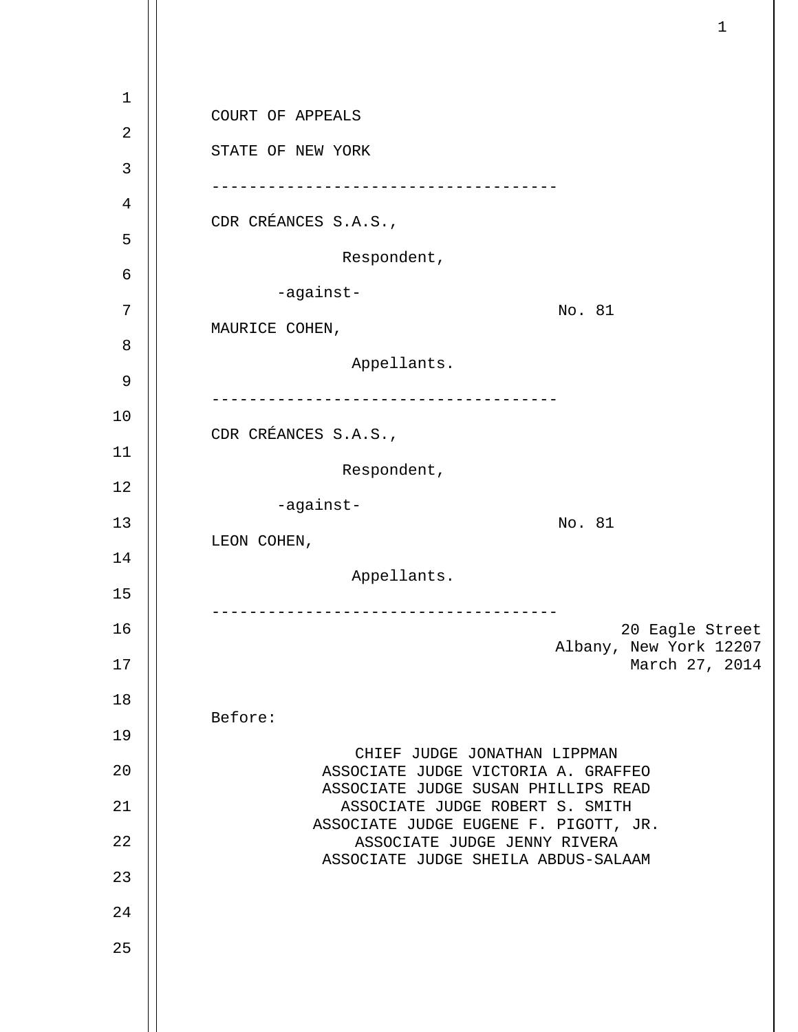COURT OF APPEALS

STATE OF NEW YORK

------------------------------------

CDR CRÉANCES S.A.S.,

Respondent,

-against-

No. 81

MAURICE COHEN,

Appellants.

------------------------------------

CDR CRÉANCES S.A.S.,

Respondent,

-against-

No. 81

LEON COHEN,

Appellants.

------------------------------------

20 Eagle Street
Albany, New York 12207
March 27, 2014

Before:

CHIEF JUDGE JONATHAN LIPPMAN
ASSOCIATE JUDGE VICTORIA A. GRAFFEO
ASSOCIATE JUDGE SUSAN PHILLIPS READ
ASSOCIATE JUDGE ROBERT S. SMITH
ASSOCIATE JUDGE EUGENE F. PIGOTT, JR.
ASSOCIATE JUDGE JENNY RIVERA
ASSOCIATE JUDGE SHEILA ABDUS-SALAAM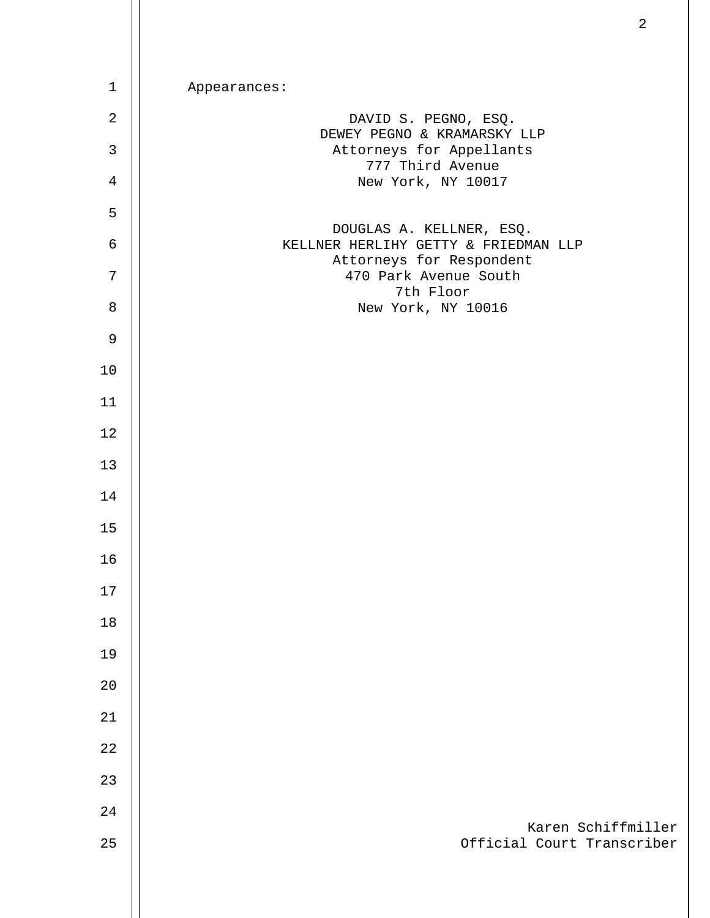Appearances:

DAVID S. PEGNO, ESQ.
DEWEY PEGNO & KRAMARSKY LLP
Attorneys for Appellants
777 Third Avenue
New York, NY 10017

DOUGLAS A. KELLNER, ESQ.
KELLNER HERLIHY GETTY & FRIEDMAN LLP
Attorneys for Respondent
470 Park Avenue South
7th Floor
New York, NY 10016

Karen Schiffmiller
Official Court Transcriber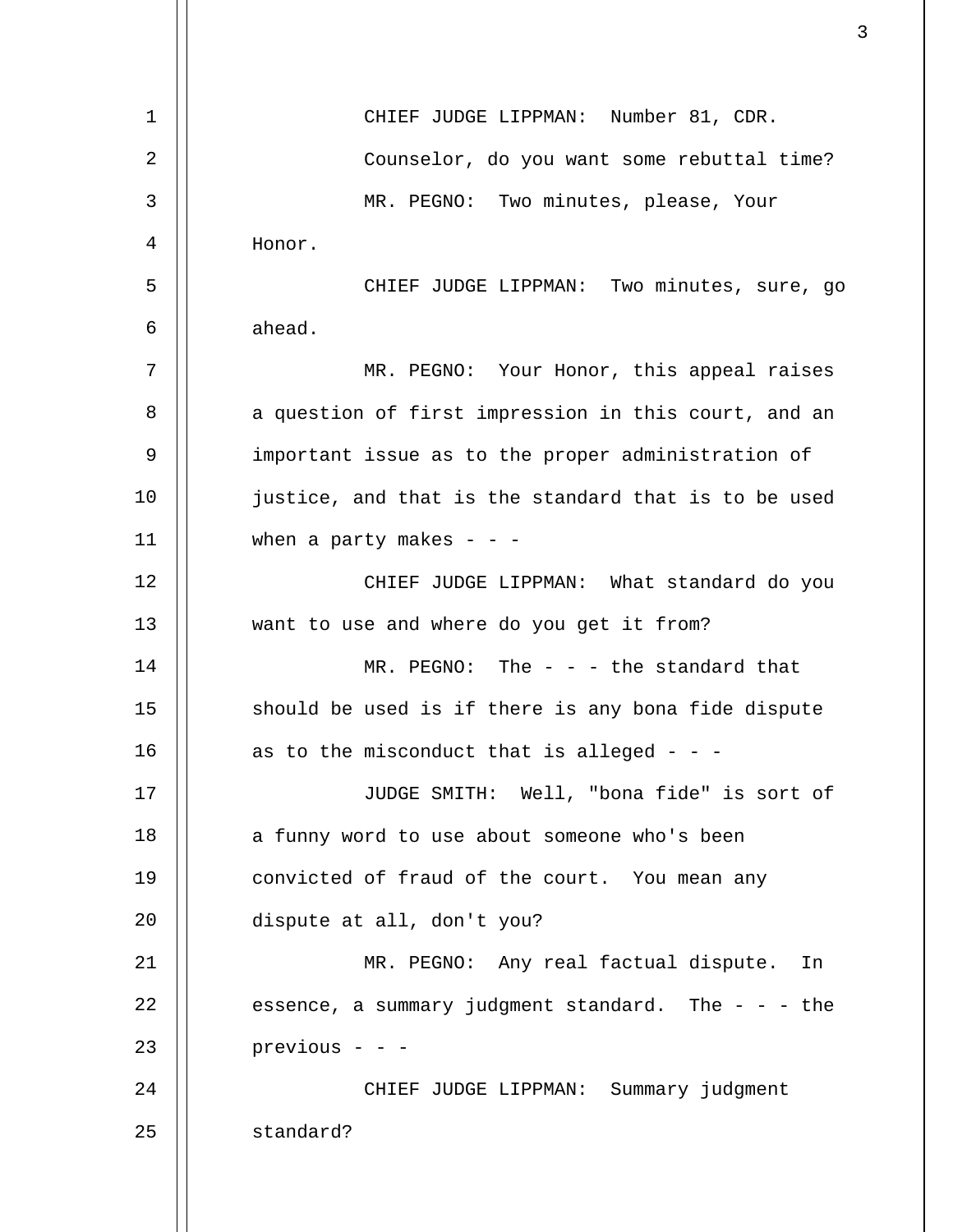CHIEF JUDGE LIPPMAN: Number 81, CDR.

Counselor, do you want some rebuttal time?

MR. PEGNO: Two minutes, please, Your Honor.

CHIEF JUDGE LIPPMAN: Two minutes, sure, go ahead.

MR. PEGNO: Your Honor, this appeal raises a question of first impression in this court, and an important issue as to the proper administration of justice, and that is the standard that is to be used when a party makes - - -

CHIEF JUDGE LIPPMAN: What standard do you want to use and where do you get it from?

MR. PEGNO: The - - - the standard that should be used is if there is any bona fide dispute as to the misconduct that is alleged - - -

JUDGE SMITH: Well, "bona fide" is sort of a funny word to use about someone who's been convicted of fraud of the court. You mean any dispute at all, don't you?

MR. PEGNO: Any real factual dispute. In essence, a summary judgment standard. The - - - the previous - - -

CHIEF JUDGE LIPPMAN: Summary judgment standard?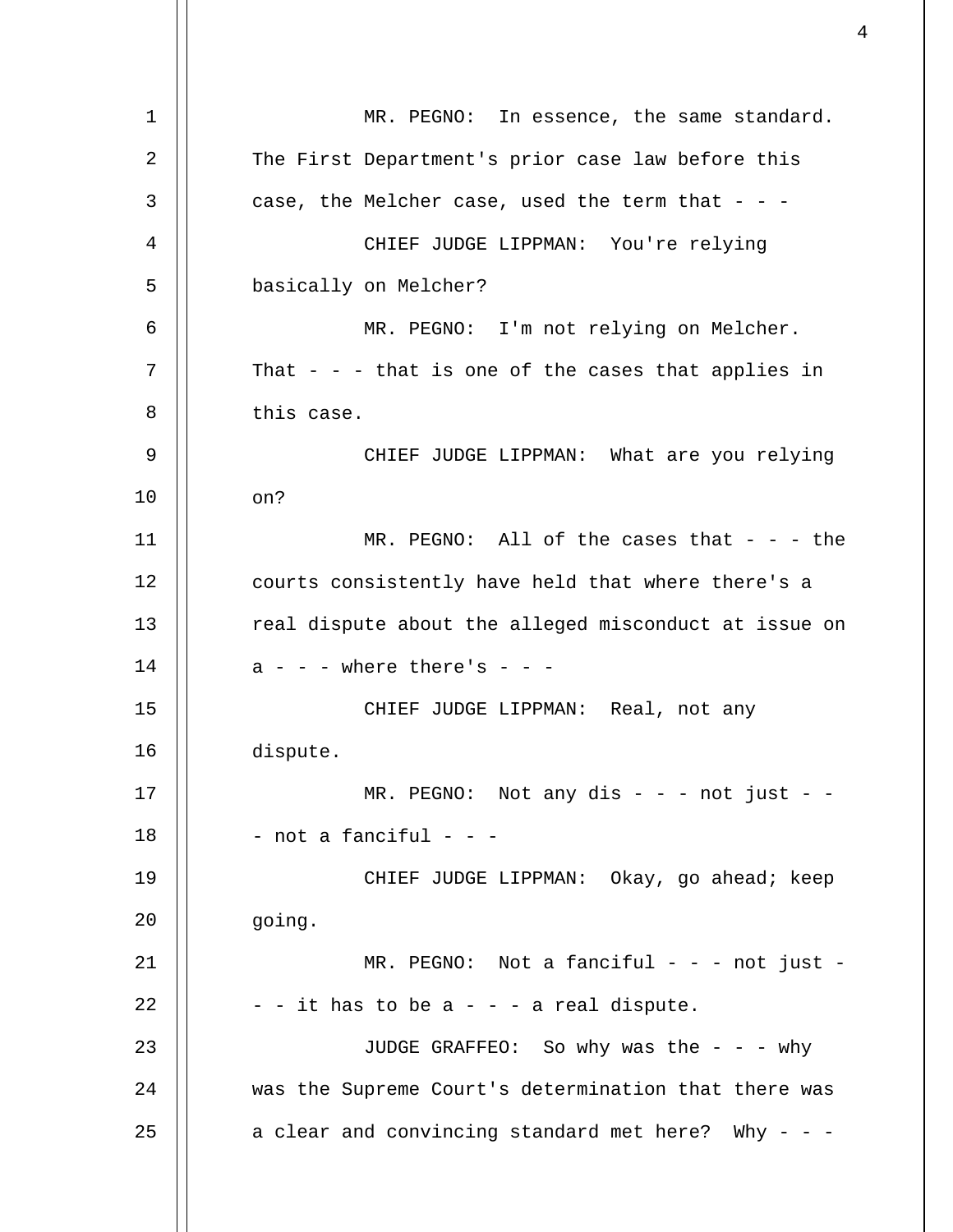MR. PEGNO: In essence, the same standard. The First Department's prior case law before this case, the Melcher case, used the term that - - -

CHIEF JUDGE LIPPMAN: You're relying basically on Melcher?

MR. PEGNO: I'm not relying on Melcher. That - - - that is one of the cases that applies in this case.

CHIEF JUDGE LIPPMAN: What are you relying on?

MR. PEGNO: All of the cases that - - - the courts consistently have held that where there's a real dispute about the alleged misconduct at issue on a - - - where there's - - -

CHIEF JUDGE LIPPMAN: Real, not any dispute.

MR. PEGNO: Not any dis - - - not just - - - not a fanciful - - -

CHIEF JUDGE LIPPMAN: Okay, go ahead; keep going.

MR. PEGNO: Not a fanciful - - - not just - - - it has to be a - - - a real dispute.

JUDGE GRAFFEO: So why was the - - - why was the Supreme Court's determination that there was a clear and convincing standard met here? Why - - -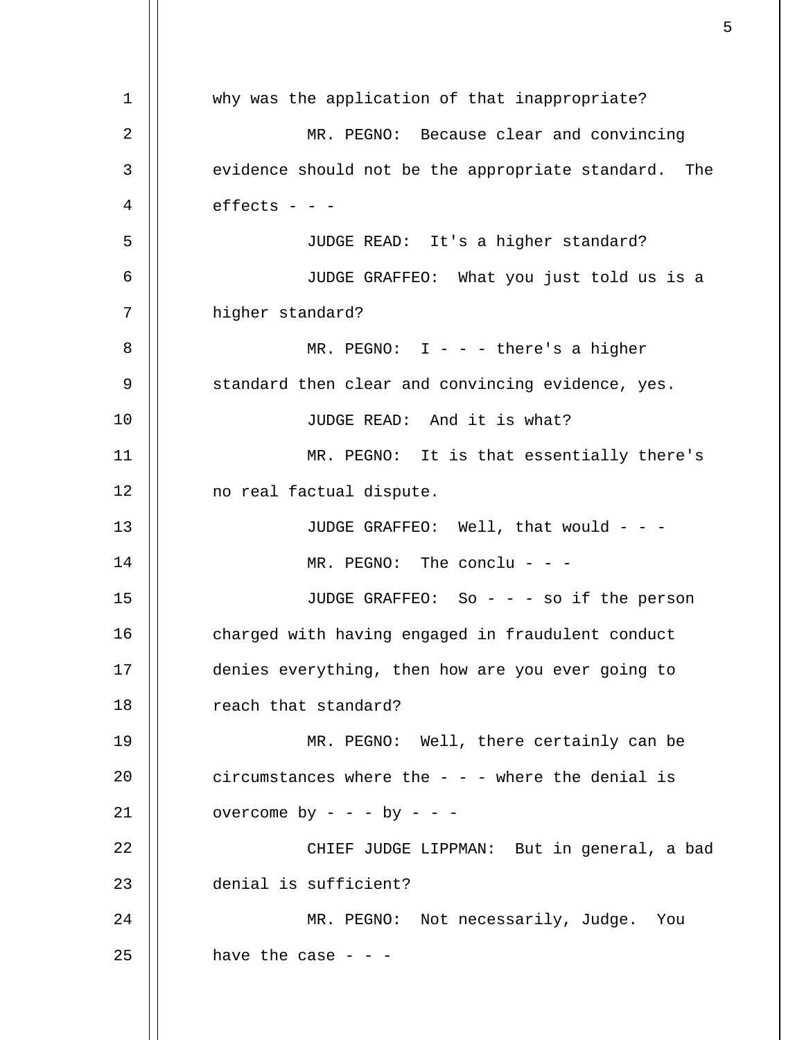why was the application of that inappropriate?

MR. PEGNO: Because clear and convincing evidence should not be the appropriate standard. The effects - - -

JUDGE READ: It's a higher standard?

JUDGE GRAFFEO: What you just told us is a higher standard?

MR. PEGNO: I - - - there's a higher standard then clear and convincing evidence, yes.

JUDGE READ: And it is what?

MR. PEGNO: It is that essentially there's no real factual dispute.

JUDGE GRAFFEO: Well, that would - - -

MR. PEGNO: The conclu - - -

JUDGE GRAFFEO: So - - - so if the person charged with having engaged in fraudulent conduct denies everything, then how are you ever going to reach that standard?

MR. PEGNO: Well, there certainly can be circumstances where the - - - where the denial is overcome by - - - by - - -

CHIEF JUDGE LIPPMAN: But in general, a bad denial is sufficient?

MR. PEGNO: Not necessarily, Judge. You have the case - - -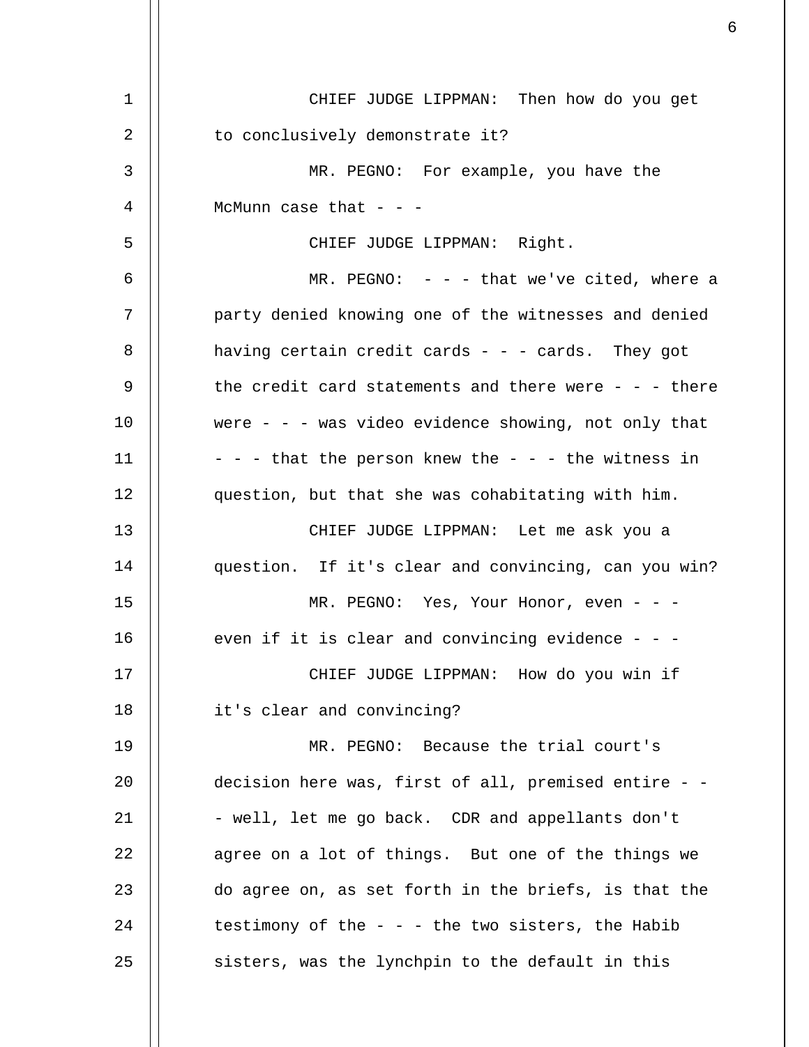CHIEF JUDGE LIPPMAN: Then how do you get to conclusively demonstrate it?

MR. PEGNO: For example, you have the McMunn case that - - -

CHIEF JUDGE LIPPMAN: Right.

MR. PEGNO: - - - that we've cited, where a party denied knowing one of the witnesses and denied having certain credit cards - - - cards. They got the credit card statements and there were - - - there were - - - was video evidence showing, not only that - - - that the person knew the - - - the witness in question, but that she was cohabitating with him.

CHIEF JUDGE LIPPMAN: Let me ask you a question. If it's clear and convincing, can you win?

MR. PEGNO: Yes, Your Honor, even - - - even if it is clear and convincing evidence - - -

CHIEF JUDGE LIPPMAN: How do you win if it's clear and convincing?

MR. PEGNO: Because the trial court's decision here was, first of all, premised entire - - - well, let me go back. CDR and appellants don't agree on a lot of things. But one of the things we do agree on, as set forth in the briefs, is that the testimony of the - - - the two sisters, the Habib sisters, was the lynchpin to the default in this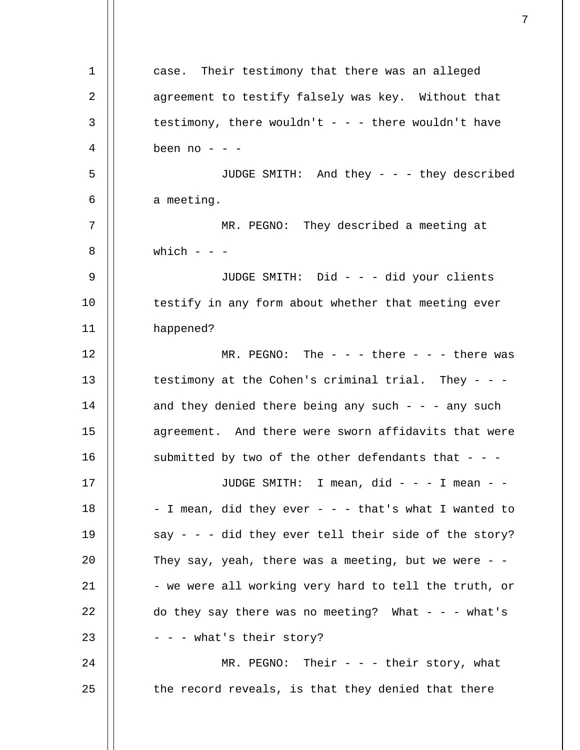case. Their testimony that there was an alleged agreement to testify falsely was key. Without that testimony, there wouldn't - - - there wouldn't have been no - - -

JUDGE SMITH: And they - - - they described a meeting.

MR. PEGNO: They described a meeting at which - - -

JUDGE SMITH: Did - - - did your clients testify in any form about whether that meeting ever happened?

MR. PEGNO: The - - - there - - - there was testimony at the Cohen's criminal trial. They - - - and they denied there being any such - - - any such agreement. And there were sworn affidavits that were submitted by two of the other defendants that - - -

JUDGE SMITH: I mean, did - - - I mean - - - I mean, did they ever - - - that's what I wanted to say - - - did they ever tell their side of the story? They say, yeah, there was a meeting, but we were - - - we were all working very hard to tell the truth, or do they say there was no meeting? What - - - what's - - - what's their story?

MR. PEGNO: Their - - - their story, what the record reveals, is that they denied that there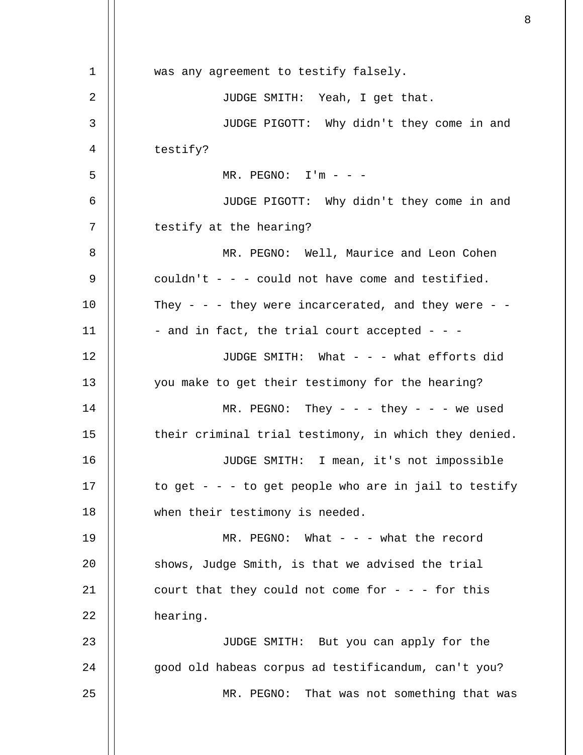was any agreement to testify falsely.

JUDGE SMITH: Yeah, I get that.

JUDGE PIGOTT: Why didn't they come in and testify?

MR. PEGNO: I'm - - -

JUDGE PIGOTT: Why didn't they come in and testify at the hearing?

MR. PEGNO: Well, Maurice and Leon Cohen couldn't - - - could not have come and testified. They - - - they were incarcerated, and they were - - - and in fact, the trial court accepted - - -

JUDGE SMITH: What - - - what efforts did you make to get their testimony for the hearing?

MR. PEGNO: They - - - they - - - we used their criminal trial testimony, in which they denied.

JUDGE SMITH: I mean, it's not impossible to get - - - to get people who are in jail to testify when their testimony is needed.

MR. PEGNO: What - - - what the record shows, Judge Smith, is that we advised the trial court that they could not come for - - - for this hearing.

JUDGE SMITH: But you can apply for the good old habeas corpus ad testificandum, can't you?

MR. PEGNO: That was not something that was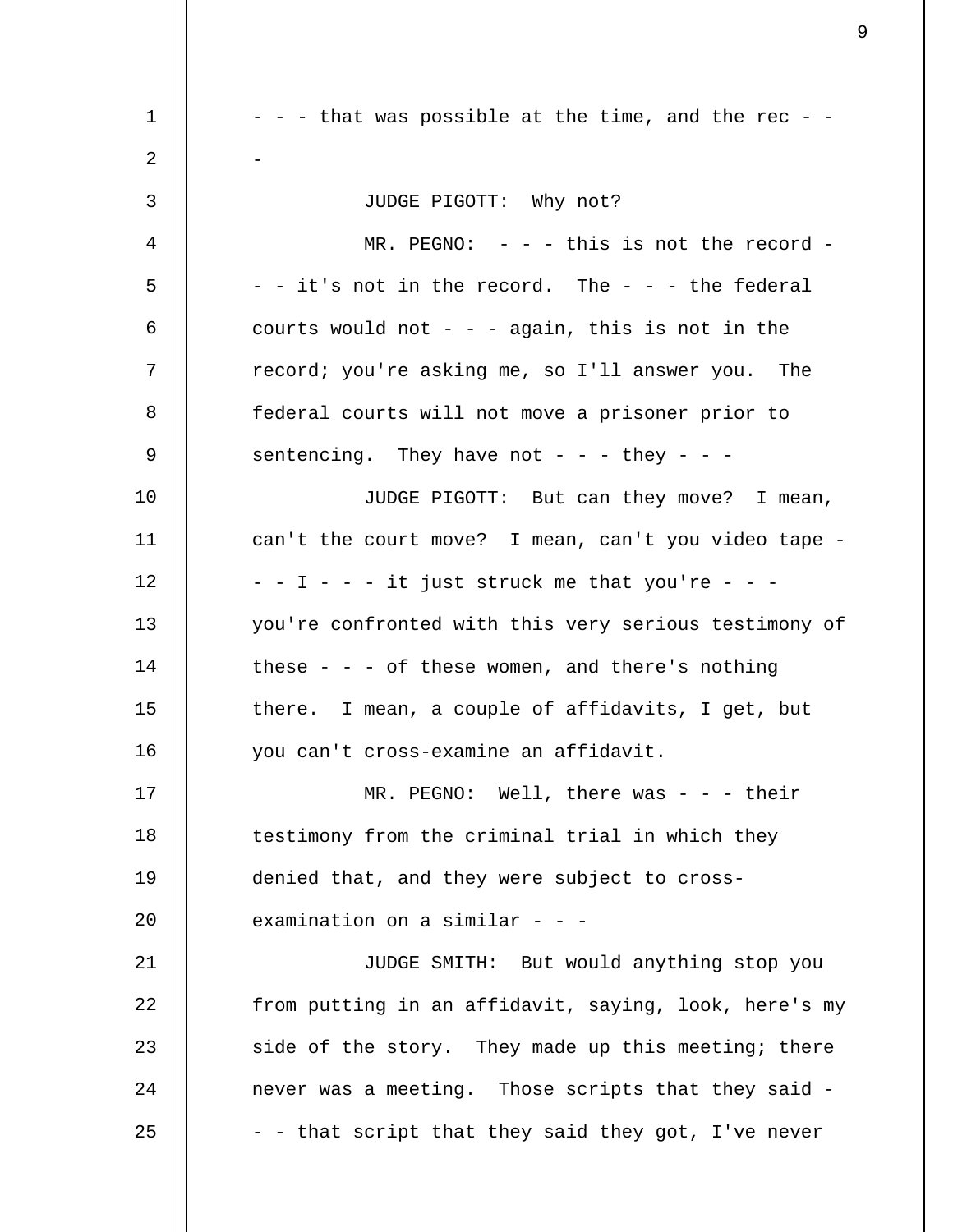- - - that was possible at the time, and the rec - - -

JUDGE PIGOTT: Why not?

MR. PEGNO: - - - this is not the record - - - it's not in the record. The - - - the federal courts would not - - - again, this is not in the record; you're asking me, so I'll answer you. The federal courts will not move a prisoner prior to sentencing. They have not - - - they - - -

JUDGE PIGOTT: But can they move? I mean, can't the court move? I mean, can't you video tape - - - I - - - it just struck me that you're - - - you're confronted with this very serious testimony of these - - - of these women, and there's nothing there. I mean, a couple of affidavits, I get, but you can't cross-examine an affidavit.

MR. PEGNO: Well, there was - - - their testimony from the criminal trial in which they denied that, and they were subject to cross-examination on a similar - - -

JUDGE SMITH: But would anything stop you from putting in an affidavit, saying, look, here's my side of the story. They made up this meeting; there never was a meeting. Those scripts that they said - - - that script that they said they got, I've never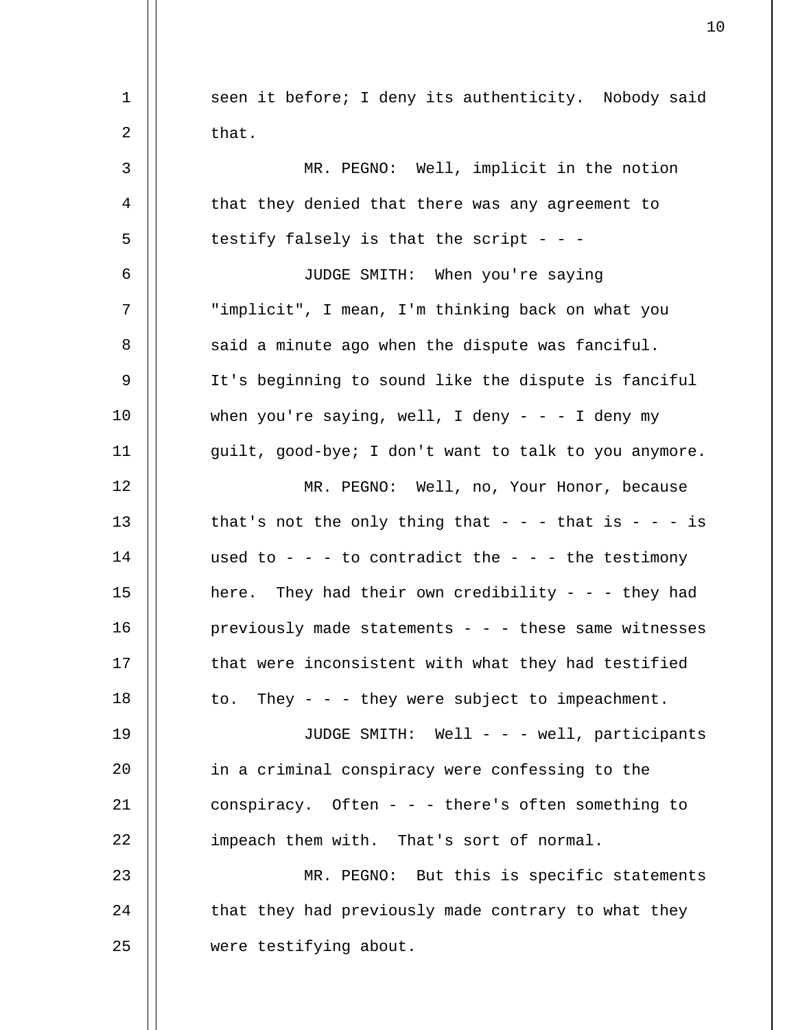seen it before; I deny its authenticity. Nobody said that.

MR. PEGNO: Well, implicit in the notion that they denied that there was any agreement to testify falsely is that the script - - -

JUDGE SMITH: When you're saying "implicit", I mean, I'm thinking back on what you said a minute ago when the dispute was fanciful. It's beginning to sound like the dispute is fanciful when you're saying, well, I deny - - - I deny my guilt, good-bye; I don't want to talk to you anymore.

MR. PEGNO: Well, no, Your Honor, because that's not the only thing that - - - that is - - - is used to - - - to contradict the - - - the testimony here. They had their own credibility - - - they had previously made statements - - - these same witnesses that were inconsistent with what they had testified to. They - - - they were subject to impeachment.

JUDGE SMITH: Well - - - well, participants in a criminal conspiracy were confessing to the conspiracy. Often - - - there's often something to impeach them with. That's sort of normal.

MR. PEGNO: But this is specific statements that they had previously made contrary to what they were testifying about.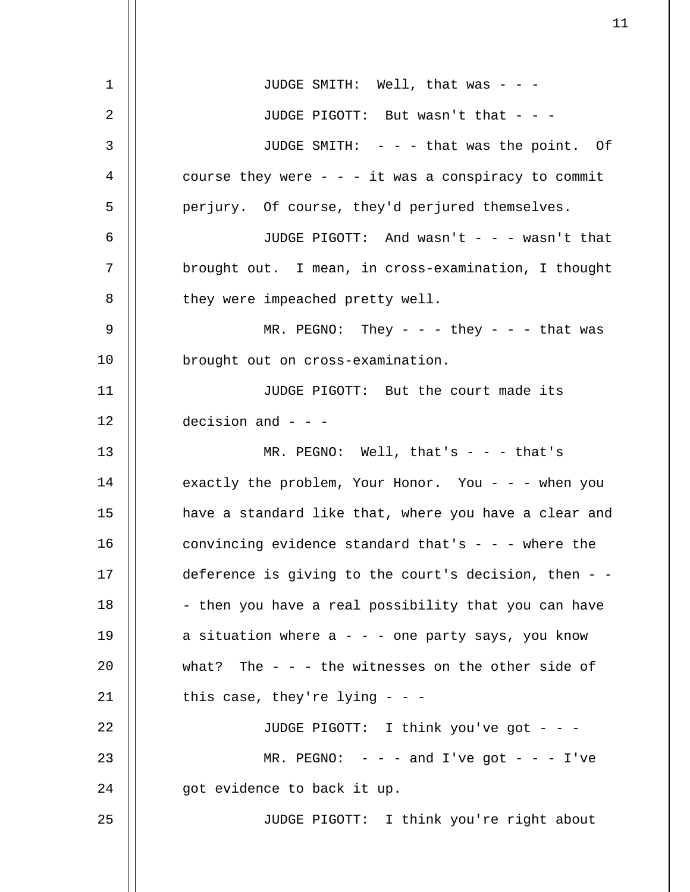JUDGE SMITH: Well, that was - - -

JUDGE PIGOTT: But wasn't that - - -

JUDGE SMITH: - - - that was the point. Of course they were - - - it was a conspiracy to commit perjury. Of course, they'd perjured themselves.

JUDGE PIGOTT: And wasn't - - - wasn't that brought out. I mean, in cross-examination, I thought they were impeached pretty well.

MR. PEGNO: They - - - they - - - that was brought out on cross-examination.

JUDGE PIGOTT: But the court made its decision and - - -

MR. PEGNO: Well, that's - - - that's exactly the problem, Your Honor. You - - - when you have a standard like that, where you have a clear and convincing evidence standard that's - - - where the deference is giving to the court's decision, then - - - then you have a real possibility that you can have a situation where a - - - one party says, you know what? The - - - the witnesses on the other side of this case, they're lying - - -

JUDGE PIGOTT: I think you've got - - -

MR. PEGNO: - - - and I've got - - - I've got evidence to back it up.

JUDGE PIGOTT: I think you're right about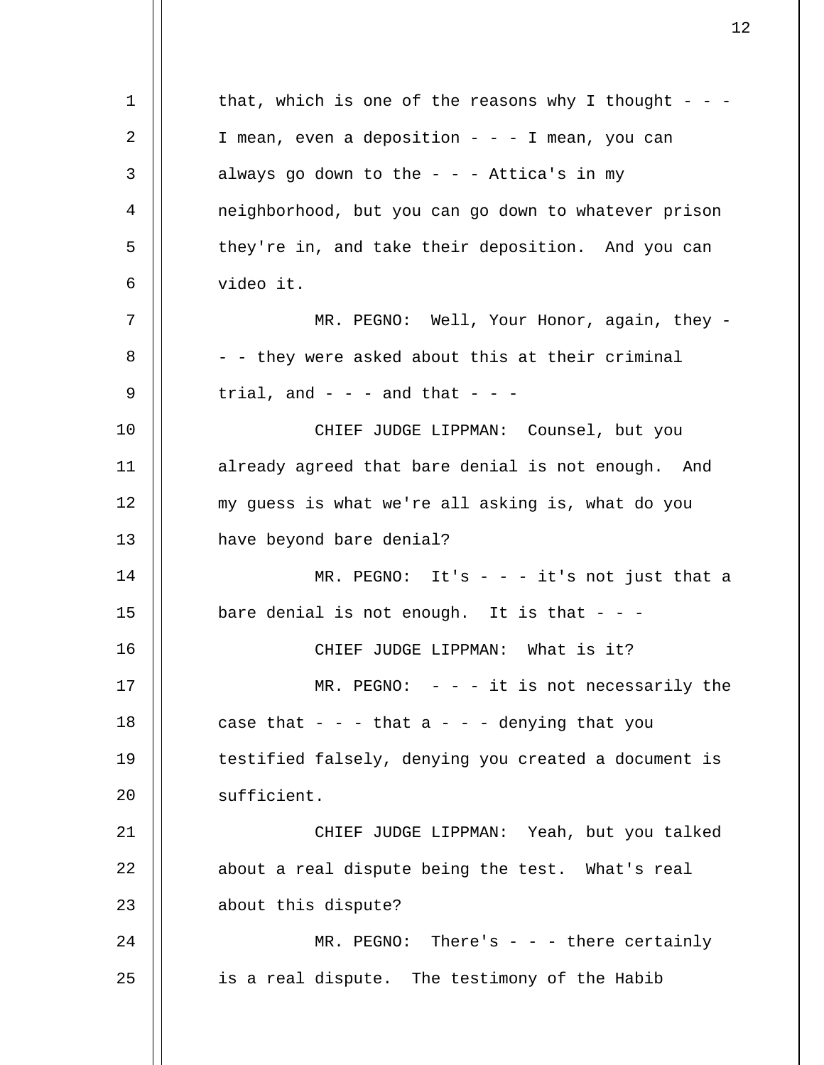that, which is one of the reasons why I thought - - - I mean, even a deposition - - - I mean, you can always go down to the - - - Attica's in my neighborhood, but you can go down to whatever prison they're in, and take their deposition. And you can video it.

MR. PEGNO: Well, Your Honor, again, they - - - they were asked about this at their criminal trial, and - - - and that - - -

CHIEF JUDGE LIPPMAN: Counsel, but you already agreed that bare denial is not enough. And my guess is what we're all asking is, what do you have beyond bare denial?

MR. PEGNO: It's - - - it's not just that a bare denial is not enough. It is that - - -

CHIEF JUDGE LIPPMAN: What is it?

MR. PEGNO: - - - it is not necessarily the case that - - - that a - - - denying that you testified falsely, denying you created a document is sufficient.

CHIEF JUDGE LIPPMAN: Yeah, but you talked about a real dispute being the test. What's real about this dispute?

MR. PEGNO: There's - - - there certainly is a real dispute. The testimony of the Habib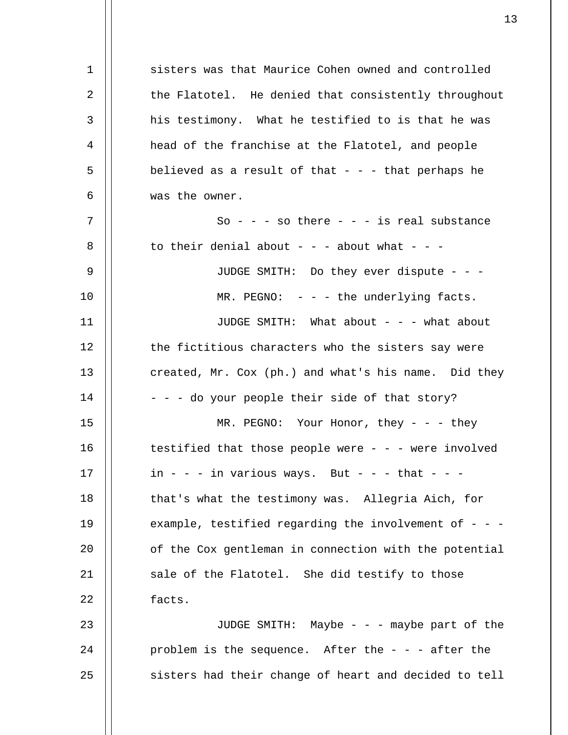sisters was that Maurice Cohen owned and controlled the Flatotel. He denied that consistently throughout his testimony. What he testified to is that he was head of the franchise at the Flatotel, and people believed as a result of that - - - that perhaps he was the owner.

So - - - so there - - - is real substance to their denial about - - - about what - - -

JUDGE SMITH: Do they ever dispute - - -

MR. PEGNO: - - - the underlying facts.

JUDGE SMITH: What about - - - what about the fictitious characters who the sisters say were created, Mr. Cox (ph.) and what's his name. Did they - - - do your people their side of that story?

MR. PEGNO: Your Honor, they - - - they testified that those people were - - - were involved in - - - in various ways. But - - - that - - - that's what the testimony was. Allegria Aich, for example, testified regarding the involvement of - - - of the Cox gentleman in connection with the potential sale of the Flatotel. She did testify to those facts.

JUDGE SMITH: Maybe - - - maybe part of the problem is the sequence. After the - - - after the sisters had their change of heart and decided to tell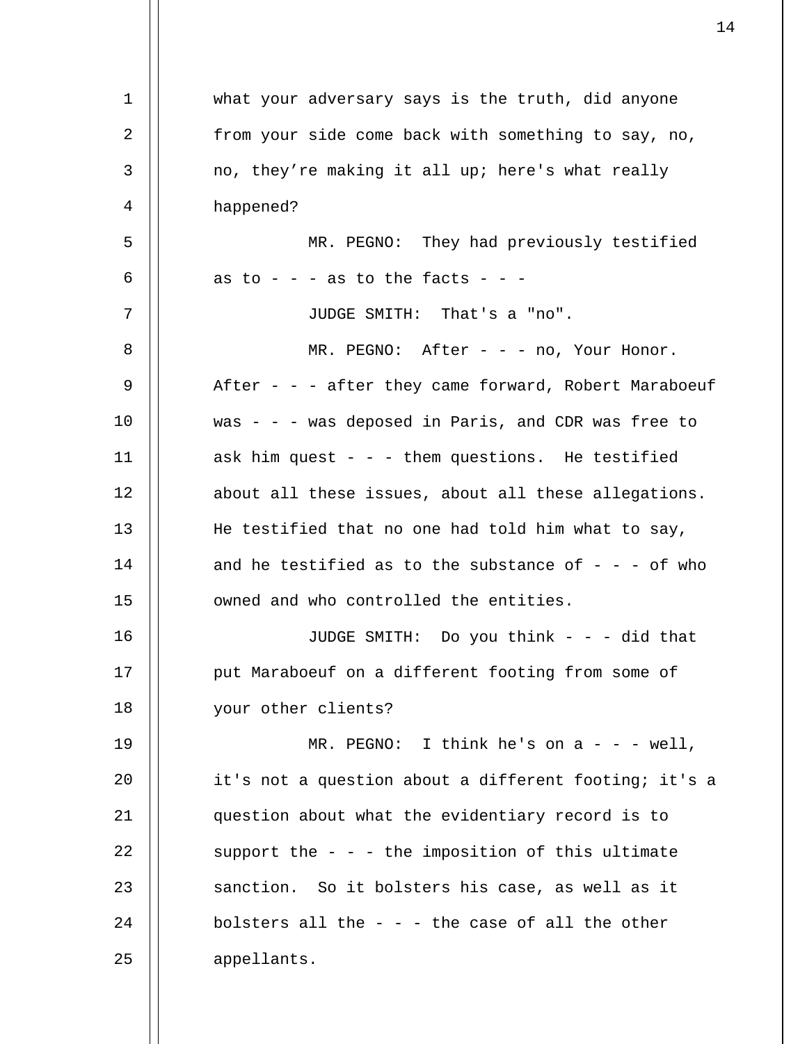what your adversary says is the truth, did anyone from your side come back with something to say, no, no, they're making it all up; here's what really happened?

MR. PEGNO: They had previously testified as to - - - as to the facts - - -

JUDGE SMITH: That's a "no".

MR. PEGNO: After - - - no, Your Honor. After - - - after they came forward, Robert Maraboeuf was - - - was deposed in Paris, and CDR was free to ask him quest - - - them questions. He testified about all these issues, about all these allegations. He testified that no one had told him what to say, and he testified as to the substance of - - - of who owned and who controlled the entities.

JUDGE SMITH: Do you think - - - did that put Maraboeuf on a different footing from some of your other clients?

MR. PEGNO: I think he's on a - - - well, it's not a question about a different footing; it's a question about what the evidentiary record is to support the - - - the imposition of this ultimate sanction. So it bolsters his case, as well as it bolsters all the - - - the case of all the other appellants.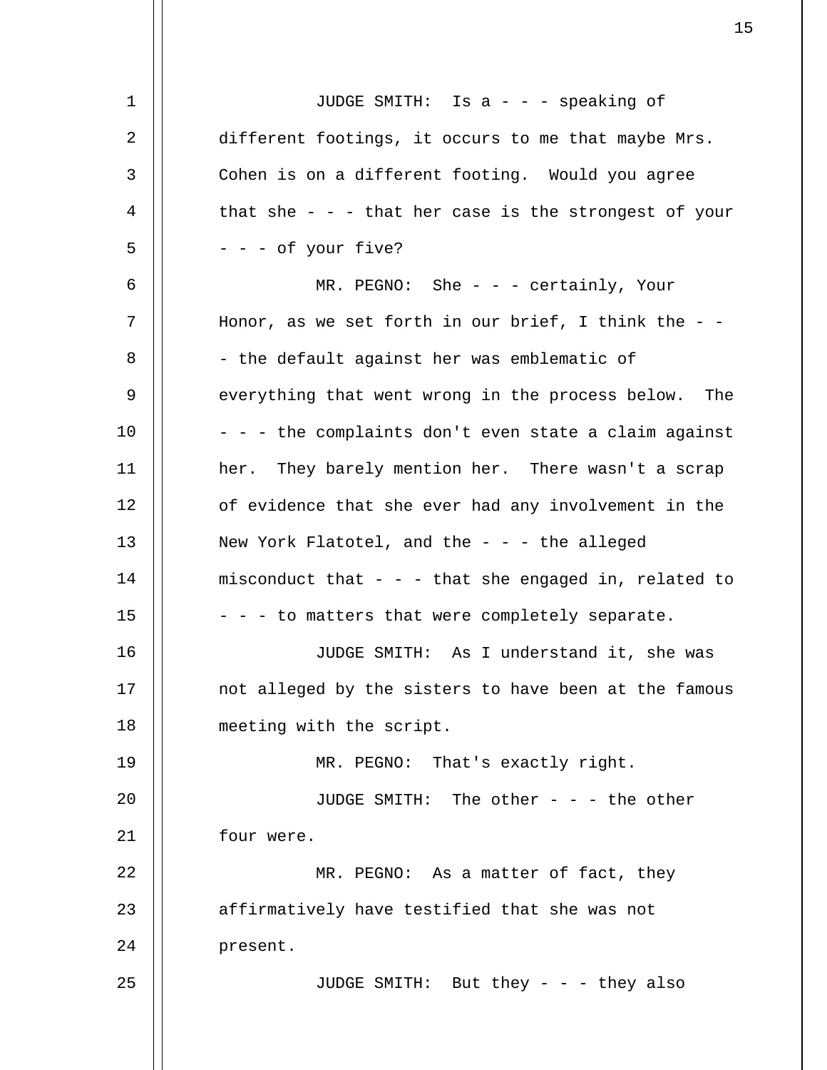JUDGE SMITH: Is a - - - speaking of different footings, it occurs to me that maybe Mrs. Cohen is on a different footing. Would you agree that she - - - that her case is the strongest of your - - - of your five?

MR. PEGNO: She - - - certainly, Your Honor, as we set forth in our brief, I think the - - - the default against her was emblematic of everything that went wrong in the process below. The - - - the complaints don't even state a claim against her. They barely mention her. There wasn't a scrap of evidence that she ever had any involvement in the New York Flatotel, and the - - - the alleged misconduct that - - - that she engaged in, related to - - - to matters that were completely separate.

JUDGE SMITH: As I understand it, she was not alleged by the sisters to have been at the famous meeting with the script.

MR. PEGNO: That's exactly right.

JUDGE SMITH: The other - - - the other four were.

MR. PEGNO: As a matter of fact, they affirmatively have testified that she was not present.

JUDGE SMITH: But they - - - they also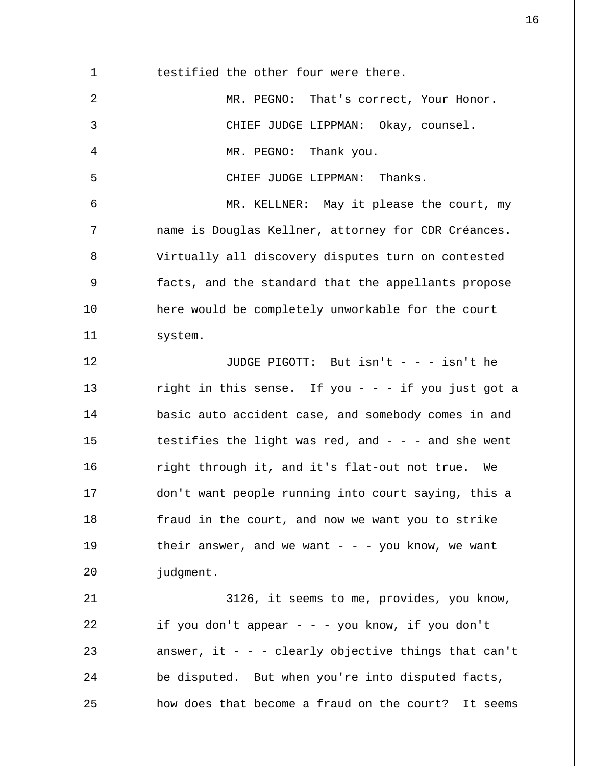testified the other four were there.

MR. PEGNO: That's correct, Your Honor.

CHIEF JUDGE LIPPMAN: Okay, counsel.

MR. PEGNO: Thank you.

CHIEF JUDGE LIPPMAN: Thanks.

MR. KELLNER: May it please the court, my name is Douglas Kellner, attorney for CDR Créances. Virtually all discovery disputes turn on contested facts, and the standard that the appellants propose here would be completely unworkable for the court system.

JUDGE PIGOTT: But isn't - - - isn't he right in this sense. If you - - - if you just got a basic auto accident case, and somebody comes in and testifies the light was red, and - - - and she went right through it, and it's flat-out not true. We don't want people running into court saying, this a fraud in the court, and now we want you to strike their answer, and we want - - - you know, we want judgment.

3126, it seems to me, provides, you know, if you don't appear - - - you know, if you don't answer, it - - - clearly objective things that can't be disputed. But when you're into disputed facts, how does that become a fraud on the court? It seems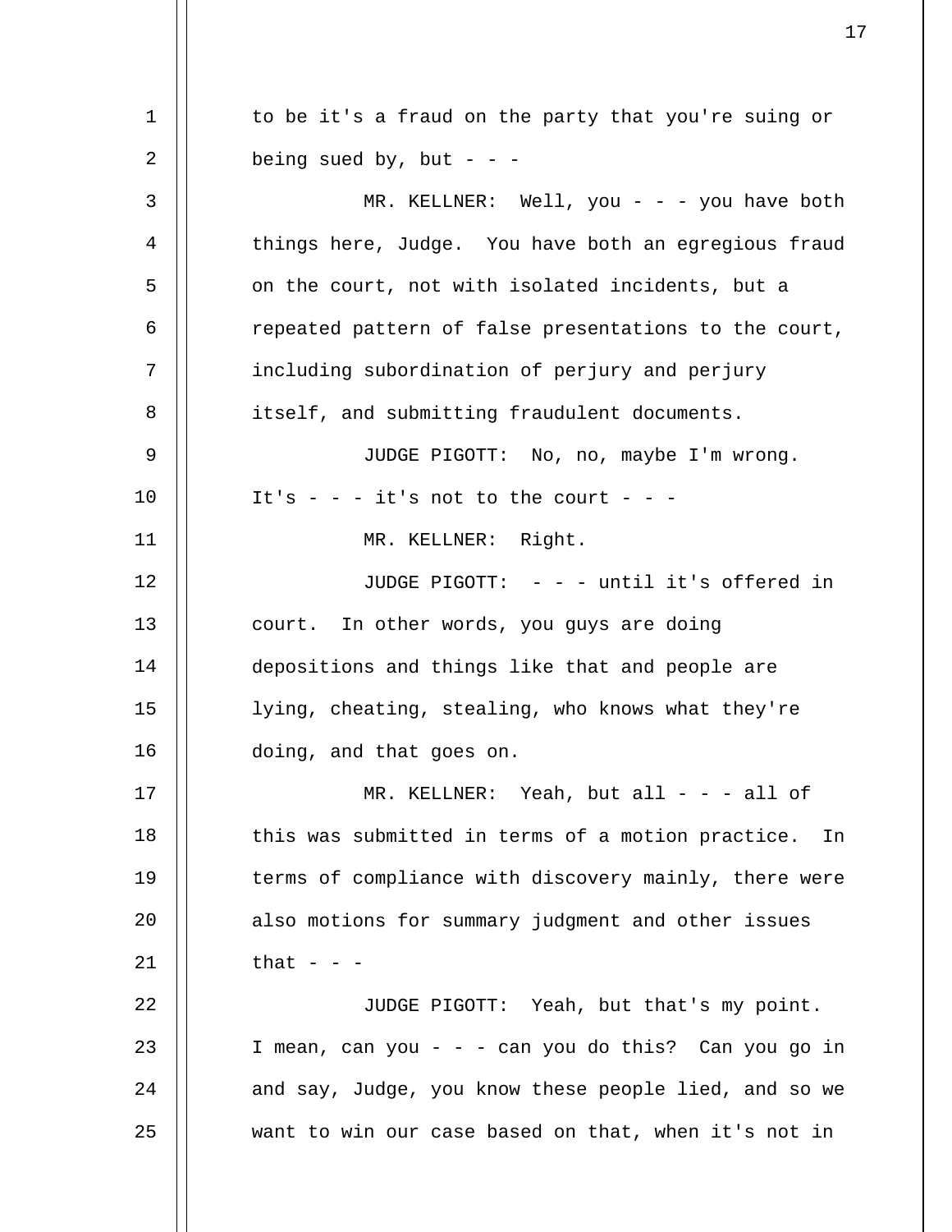to be it's a fraud on the party that you're suing or being sued by, but - - -

MR. KELLNER: Well, you - - - you have both things here, Judge. You have both an egregious fraud on the court, not with isolated incidents, but a repeated pattern of false presentations to the court, including subordination of perjury and perjury itself, and submitting fraudulent documents.

JUDGE PIGOTT: No, no, maybe I'm wrong. It's - - - it's not to the court - - -

MR. KELLNER: Right.

JUDGE PIGOTT: - - - until it's offered in court. In other words, you guys are doing depositions and things like that and people are lying, cheating, stealing, who knows what they're doing, and that goes on.

MR. KELLNER: Yeah, but all - - - all of this was submitted in terms of a motion practice. In terms of compliance with discovery mainly, there were also motions for summary judgment and other issues that - - -

JUDGE PIGOTT: Yeah, but that's my point. I mean, can you - - - can you do this? Can you go in and say, Judge, you know these people lied, and so we want to win our case based on that, when it's not in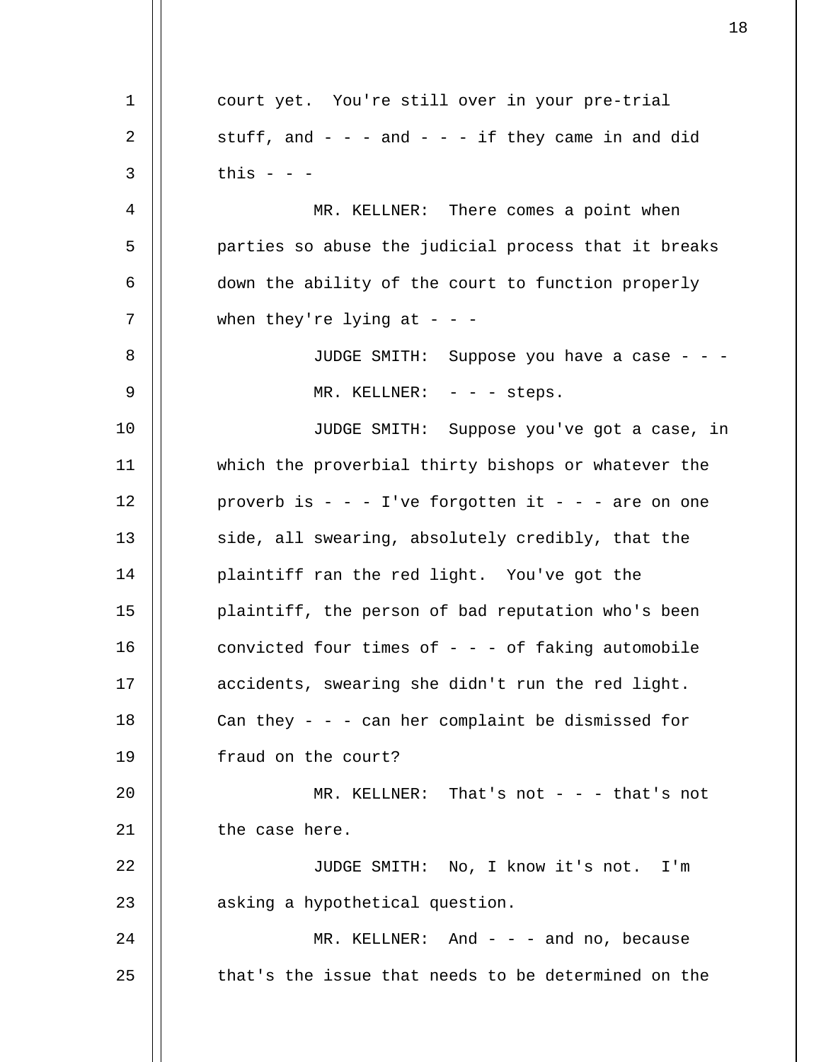court yet. You're still over in your pre-trial stuff, and - - - and - - - if they came in and did this - - -

MR. KELLNER: There comes a point when parties so abuse the judicial process that it breaks down the ability of the court to function properly when they're lying at - - -

JUDGE SMITH: Suppose you have a case - - -

MR. KELLNER: - - - steps.

JUDGE SMITH: Suppose you've got a case, in which the proverbial thirty bishops or whatever the proverb is - - - I've forgotten it - - - are on one side, all swearing, absolutely credibly, that the plaintiff ran the red light. You've got the plaintiff, the person of bad reputation who's been convicted four times of - - - of faking automobile accidents, swearing she didn't run the red light. Can they - - - can her complaint be dismissed for fraud on the court?

MR. KELLNER: That's not - - - that's not the case here.

JUDGE SMITH: No, I know it's not. I'm asking a hypothetical question.

MR. KELLNER: And - - - and no, because that's the issue that needs to be determined on the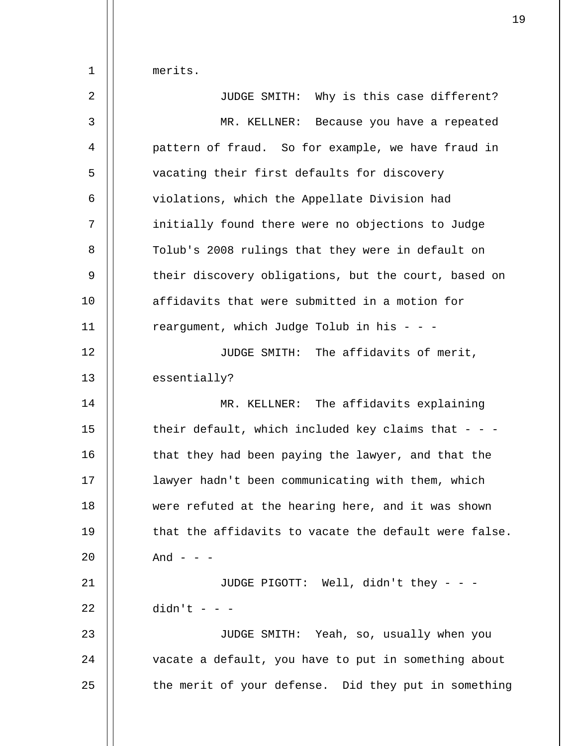merits.

JUDGE SMITH: Why is this case different?

MR. KELLNER: Because you have a repeated pattern of fraud. So for example, we have fraud in vacating their first defaults for discovery violations, which the Appellate Division had initially found there were no objections to Judge Tolub's 2008 rulings that they were in default on their discovery obligations, but the court, based on affidavits that were submitted in a motion for reargument, which Judge Tolub in his - - -

JUDGE SMITH: The affidavits of merit, essentially?

MR. KELLNER: The affidavits explaining their default, which included key claims that - - - that they had been paying the lawyer, and that the lawyer hadn't been communicating with them, which were refuted at the hearing here, and it was shown that the affidavits to vacate the default were false. And - - -

JUDGE PIGOTT: Well, didn't they - - - didn't - - -

JUDGE SMITH: Yeah, so, usually when you vacate a default, you have to put in something about the merit of your defense. Did they put in something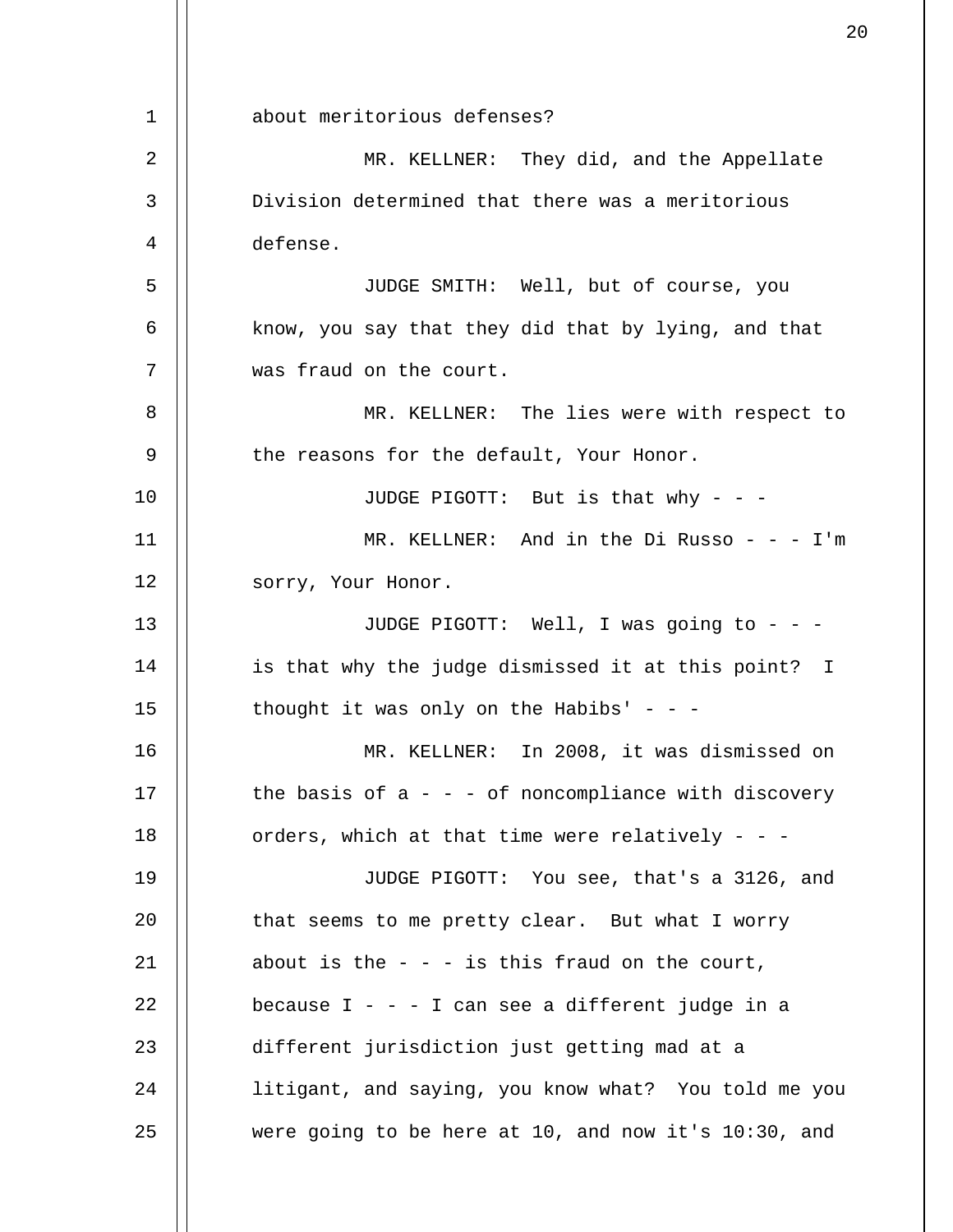about meritorious defenses?

MR. KELLNER: They did, and the Appellate Division determined that there was a meritorious defense.

JUDGE SMITH: Well, but of course, you know, you say that they did that by lying, and that was fraud on the court.

MR. KELLNER: The lies were with respect to the reasons for the default, Your Honor.

JUDGE PIGOTT: But is that why - - -

MR. KELLNER: And in the Di Russo - - - I'm sorry, Your Honor.

JUDGE PIGOTT: Well, I was going to - - - is that why the judge dismissed it at this point? I thought it was only on the Habibs' - - -

MR. KELLNER: In 2008, it was dismissed on the basis of a - - - of noncompliance with discovery orders, which at that time were relatively - - -

JUDGE PIGOTT: You see, that's a 3126, and that seems to me pretty clear. But what I worry about is the - - - is this fraud on the court, because I - - - I can see a different judge in a different jurisdiction just getting mad at a litigant, and saying, you know what? You told me you were going to be here at 10, and now it's 10:30, and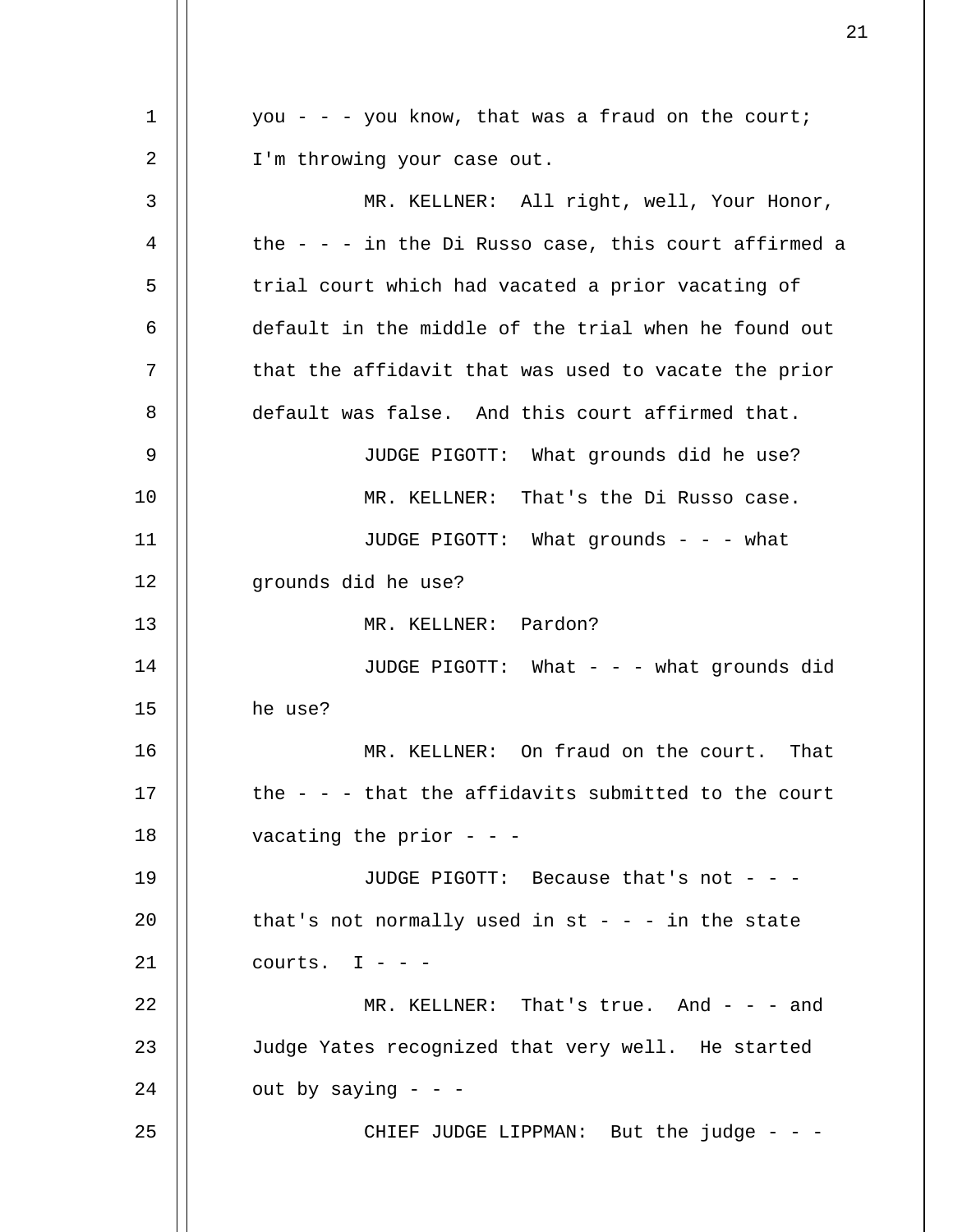you - - - you know, that was a fraud on the court; I'm throwing your case out.

MR. KELLNER: All right, well, Your Honor, the - - - in the Di Russo case, this court affirmed a trial court which had vacated a prior vacating of default in the middle of the trial when he found out that the affidavit that was used to vacate the prior default was false. And this court affirmed that.

JUDGE PIGOTT: What grounds did he use?

MR. KELLNER: That's the Di Russo case.

JUDGE PIGOTT: What grounds - - - what grounds did he use?

MR. KELLNER: Pardon?

JUDGE PIGOTT: What - - - what grounds did he use?

MR. KELLNER: On fraud on the court. That the - - - that the affidavits submitted to the court vacating the prior - - -

JUDGE PIGOTT: Because that's not - - - that's not normally used in st - - - in the state courts. I - - -

MR. KELLNER: That's true. And - - - and Judge Yates recognized that very well. He started out by saying - - -

CHIEF JUDGE LIPPMAN: But the judge - - -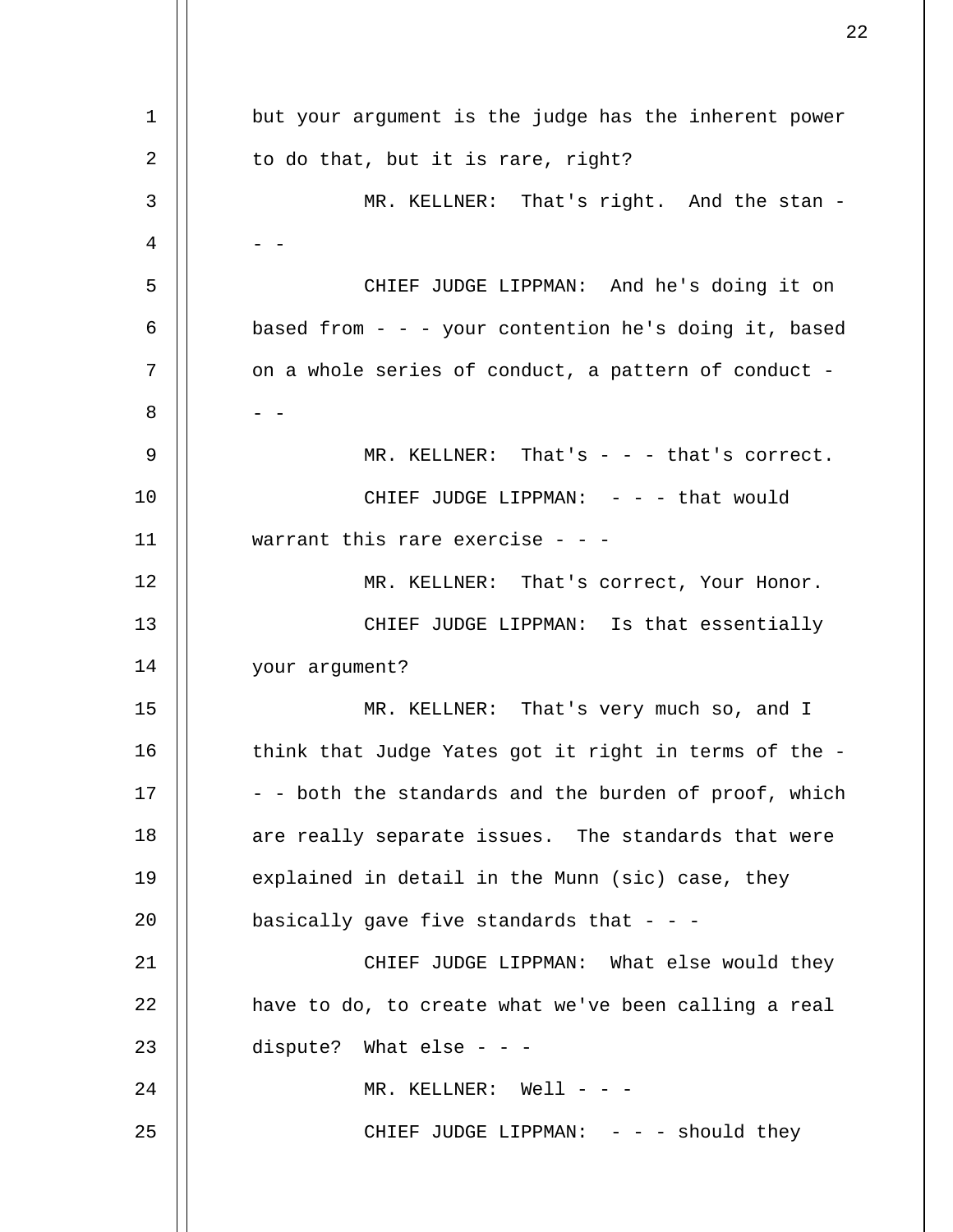but your argument is the judge has the inherent power to do that, but it is rare, right?

MR. KELLNER: That's right. And the stan - - -

CHIEF JUDGE LIPPMAN: And he's doing it on based from - - - your contention he's doing it, based on a whole series of conduct, a pattern of conduct - - -

MR. KELLNER: That's - - - that's correct.

CHIEF JUDGE LIPPMAN: - - - that would warrant this rare exercise - - -

MR. KELLNER: That's correct, Your Honor.

CHIEF JUDGE LIPPMAN: Is that essentially your argument?

MR. KELLNER: That's very much so, and I think that Judge Yates got it right in terms of the - - - both the standards and the burden of proof, which are really separate issues. The standards that were explained in detail in the Munn (sic) case, they basically gave five standards that - - -

CHIEF JUDGE LIPPMAN: What else would they have to do, to create what we've been calling a real dispute? What else - - -

MR. KELLNER: Well - - -

CHIEF JUDGE LIPPMAN: - - - should they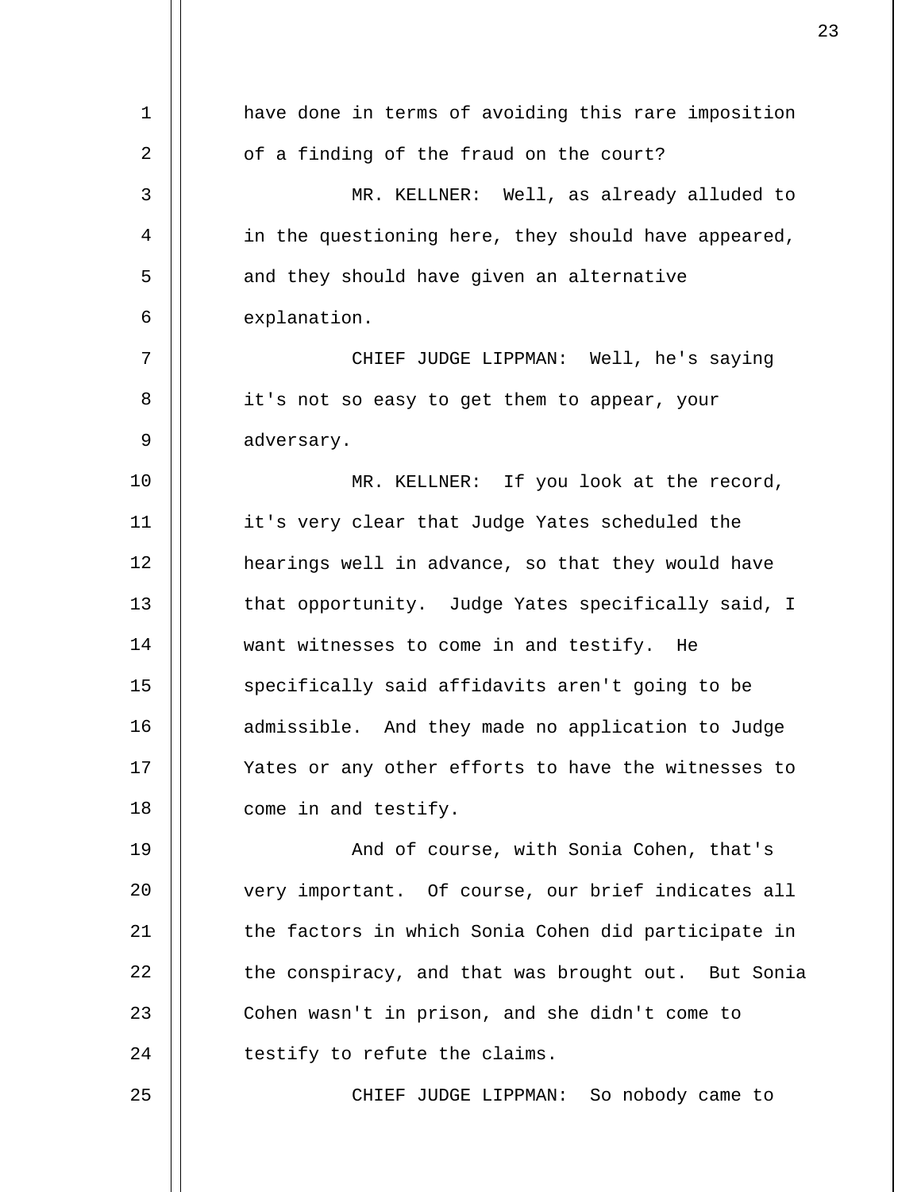have done in terms of avoiding this rare imposition of a finding of the fraud on the court?

MR. KELLNER: Well, as already alluded to in the questioning here, they should have appeared, and they should have given an alternative explanation.

CHIEF JUDGE LIPPMAN: Well, he's saying it's not so easy to get them to appear, your adversary.

MR. KELLNER: If you look at the record, it's very clear that Judge Yates scheduled the hearings well in advance, so that they would have that opportunity. Judge Yates specifically said, I want witnesses to come in and testify. He specifically said affidavits aren't going to be admissible. And they made no application to Judge Yates or any other efforts to have the witnesses to come in and testify.

And of course, with Sonia Cohen, that's very important. Of course, our brief indicates all the factors in which Sonia Cohen did participate in the conspiracy, and that was brought out. But Sonia Cohen wasn't in prison, and she didn't come to testify to refute the claims.

CHIEF JUDGE LIPPMAN: So nobody came to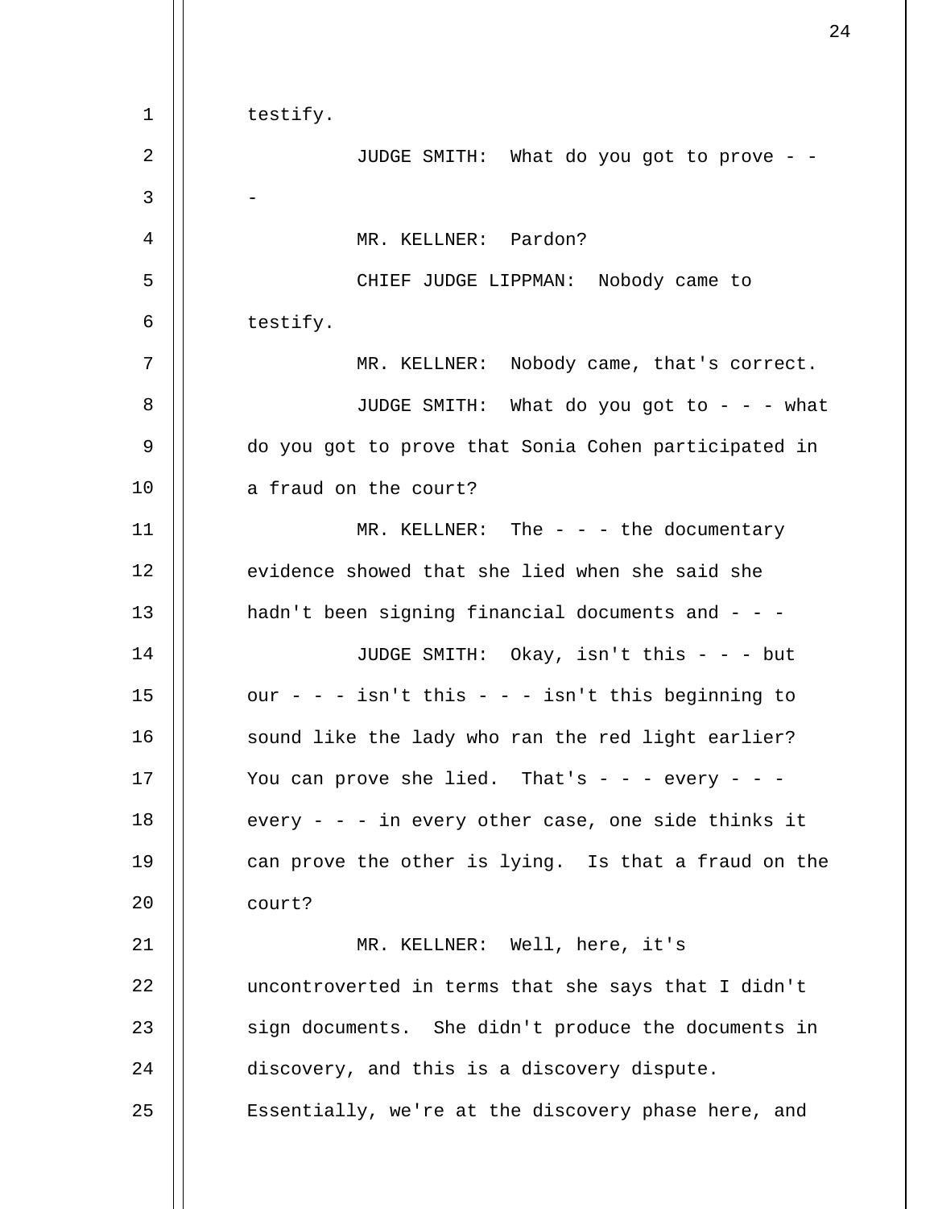testify.

JUDGE SMITH: What do you got to prove - - -

MR. KELLNER: Pardon?

CHIEF JUDGE LIPPMAN: Nobody came to testify.

MR. KELLNER: Nobody came, that's correct.

JUDGE SMITH: What do you got to - - - what do you got to prove that Sonia Cohen participated in a fraud on the court?

MR. KELLNER: The - - - the documentary evidence showed that she lied when she said she hadn't been signing financial documents and - - -

JUDGE SMITH: Okay, isn't this - - - but our - - - isn't this - - - isn't this beginning to sound like the lady who ran the red light earlier? You can prove she lied. That's - - - every - - - every - - - in every other case, one side thinks it can prove the other is lying. Is that a fraud on the court?

MR. KELLNER: Well, here, it's uncontroverted in terms that she says that I didn't sign documents. She didn't produce the documents in discovery, and this is a discovery dispute. Essentially, we're at the discovery phase here, and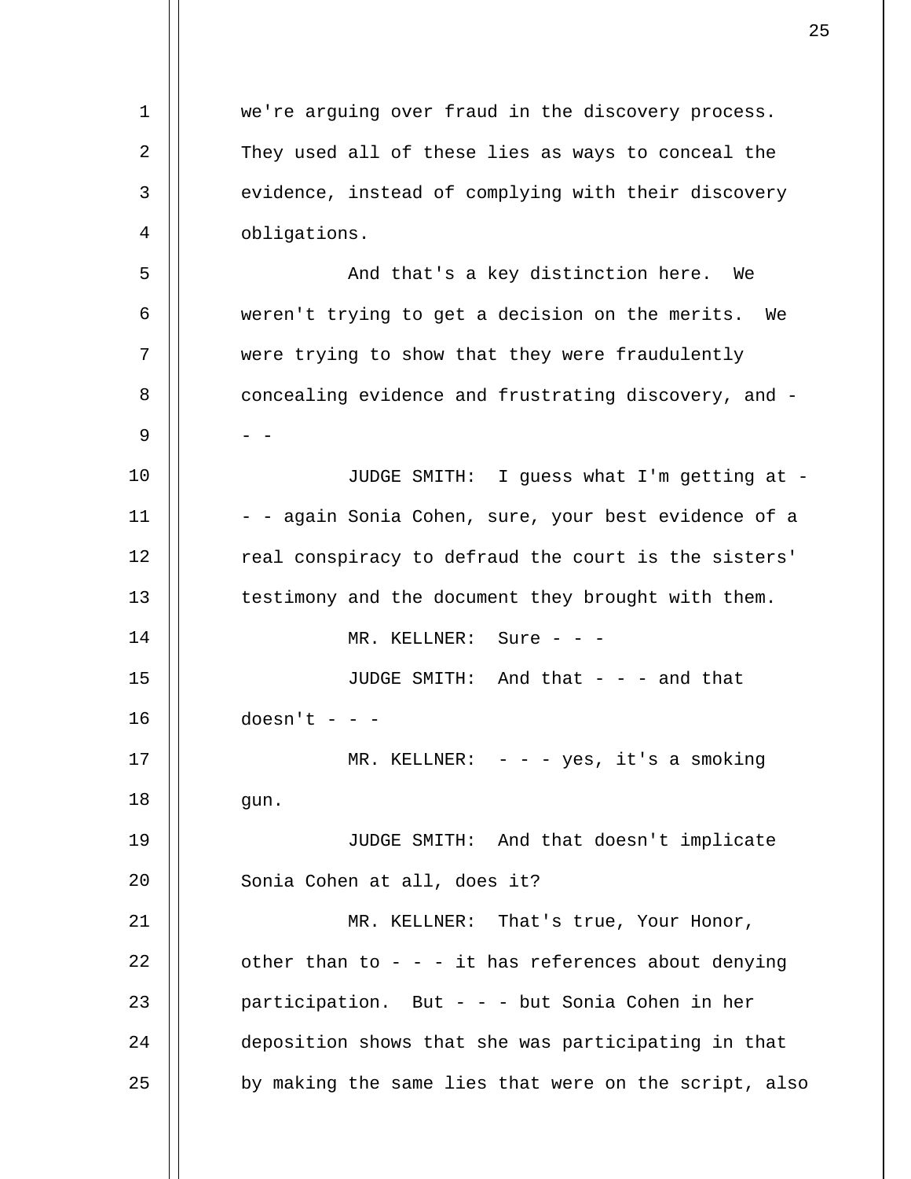we're arguing over fraud in the discovery process. They used all of these lies as ways to conceal the evidence, instead of complying with their discovery obligations.

And that's a key distinction here. We weren't trying to get a decision on the merits. We were trying to show that they were fraudulently concealing evidence and frustrating discovery, and - - -

JUDGE SMITH: I guess what I'm getting at - - - again Sonia Cohen, sure, your best evidence of a real conspiracy to defraud the court is the sisters' testimony and the document they brought with them.

MR. KELLNER: Sure - - -

JUDGE SMITH: And that - - - and that doesn't - - -

MR. KELLNER: - - - yes, it's a smoking gun.

JUDGE SMITH: And that doesn't implicate Sonia Cohen at all, does it?

MR. KELLNER: That's true, Your Honor, other than to - - - it has references about denying participation. But - - - but Sonia Cohen in her deposition shows that she was participating in that by making the same lies that were on the script, also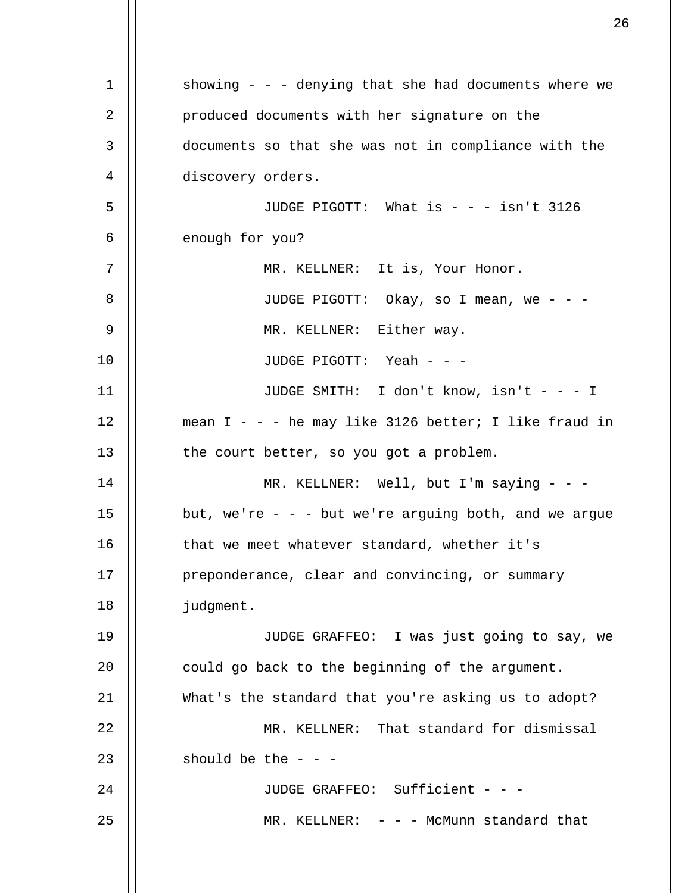showing - - - denying that she had documents where we produced documents with her signature on the documents so that she was not in compliance with the discovery orders.

JUDGE PIGOTT: What is - - - isn't 3126 enough for you?

MR. KELLNER: It is, Your Honor.

JUDGE PIGOTT: Okay, so I mean, we - - -

MR. KELLNER: Either way.

JUDGE PIGOTT: Yeah - - -

JUDGE SMITH: I don't know, isn't - - - I mean I - - - he may like 3126 better; I like fraud in the court better, so you got a problem.

MR. KELLNER: Well, but I'm saying - - - but, we're - - - but we're arguing both, and we argue that we meet whatever standard, whether it's preponderance, clear and convincing, or summary judgment.

JUDGE GRAFFEO: I was just going to say, we could go back to the beginning of the argument. What's the standard that you're asking us to adopt?

MR. KELLNER: That standard for dismissal should be the - - -

JUDGE GRAFFEO: Sufficient - - -

MR. KELLNER: - - - McMunn standard that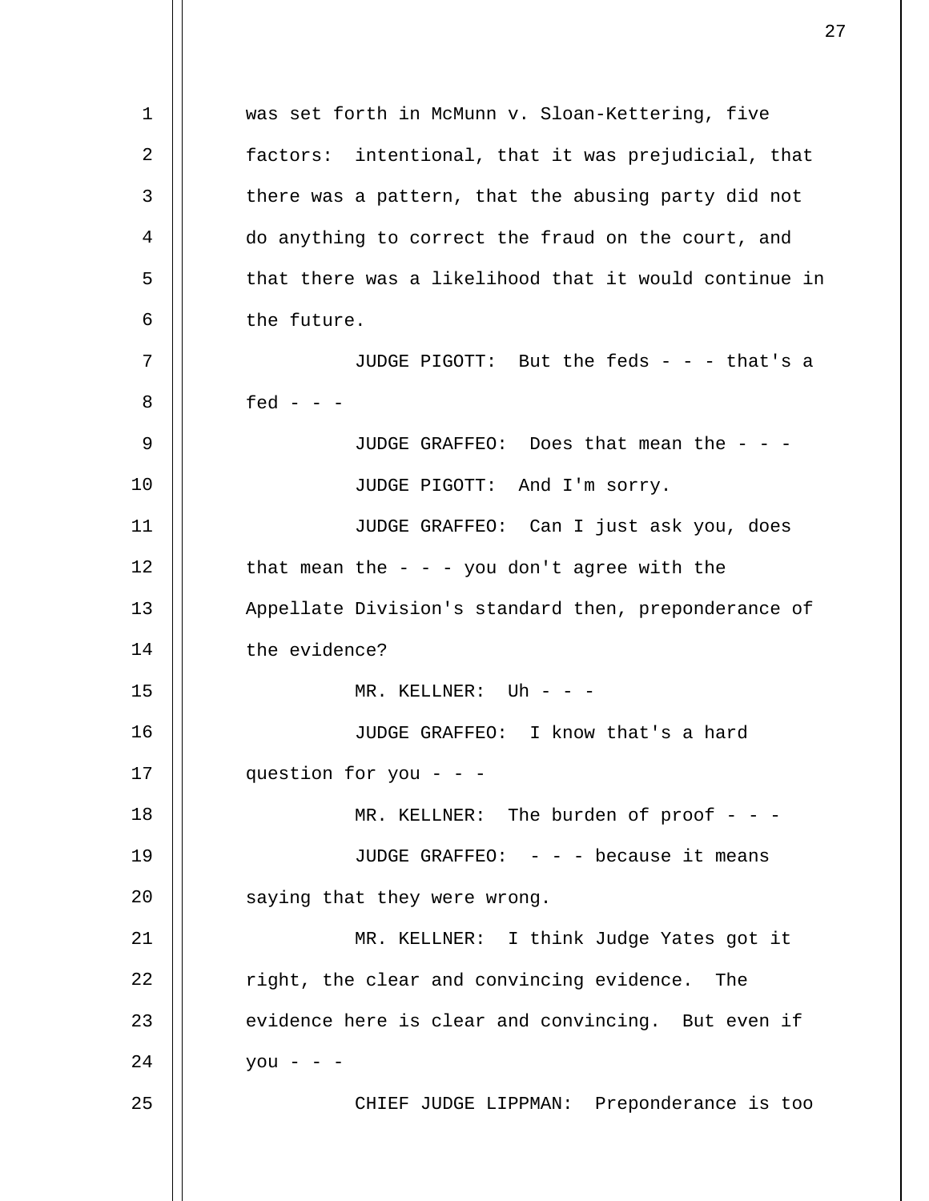was set forth in McMunn v. Sloan-Kettering, five factors: intentional, that it was prejudicial, that there was a pattern, that the abusing party did not do anything to correct the fraud on the court, and that there was a likelihood that it would continue in the future.

JUDGE PIGOTT: But the feds - - - that's a fed - - -

JUDGE GRAFFEO: Does that mean the - - -

JUDGE PIGOTT: And I'm sorry.

JUDGE GRAFFEO: Can I just ask you, does that mean the - - - you don't agree with the Appellate Division's standard then, preponderance of the evidence?

MR. KELLNER: Uh - - -

JUDGE GRAFFEO: I know that's a hard question for you - - -

MR. KELLNER: The burden of proof - - -

JUDGE GRAFFEO: - - - because it means saying that they were wrong.

MR. KELLNER: I think Judge Yates got it right, the clear and convincing evidence. The evidence here is clear and convincing. But even if you - - -

CHIEF JUDGE LIPPMAN: Preponderance is too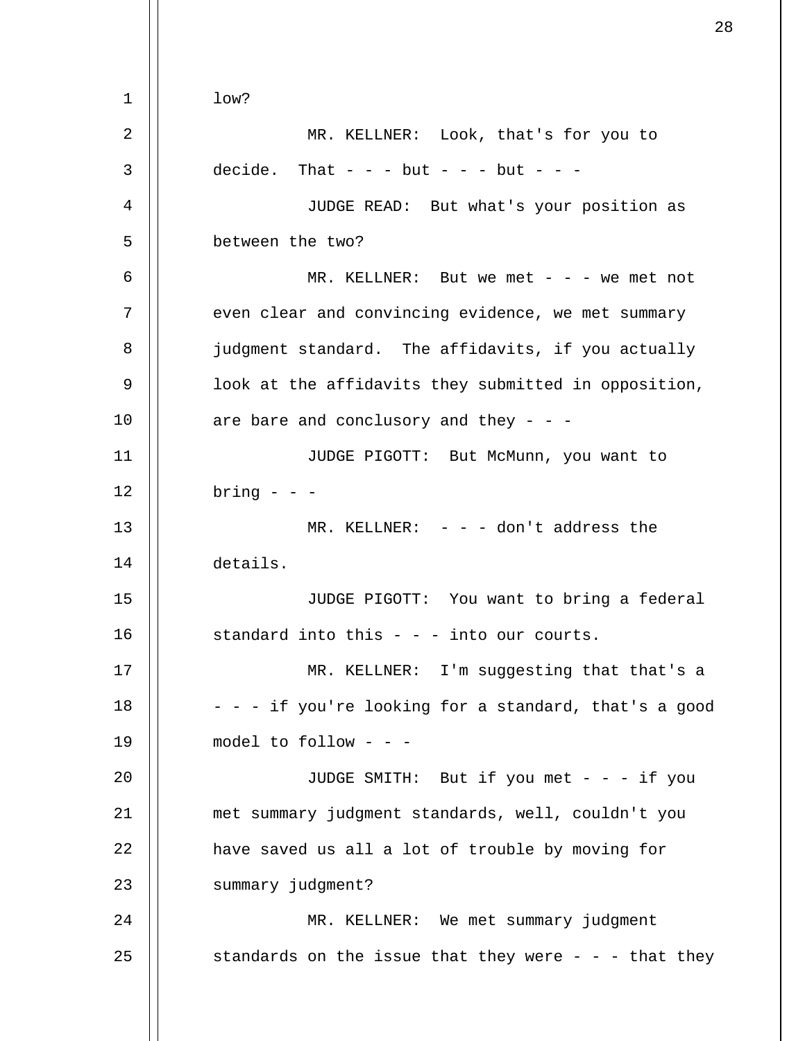low?

MR. KELLNER: Look, that's for you to decide. That - - - but - - - but - - -

JUDGE READ: But what's your position as between the two?

MR. KELLNER: But we met - - - we met not even clear and convincing evidence, we met summary judgment standard. The affidavits, if you actually look at the affidavits they submitted in opposition, are bare and conclusory and they - - -

JUDGE PIGOTT: But McMunn, you want to bring - - -

MR. KELLNER: - - - don't address the details.

JUDGE PIGOTT: You want to bring a federal standard into this - - - into our courts.

MR. KELLNER: I'm suggesting that that's a - - - if you're looking for a standard, that's a good model to follow - - -

JUDGE SMITH: But if you met - - - if you met summary judgment standards, well, couldn't you have saved us all a lot of trouble by moving for summary judgment?

MR. KELLNER: We met summary judgment standards on the issue that they were - - - that they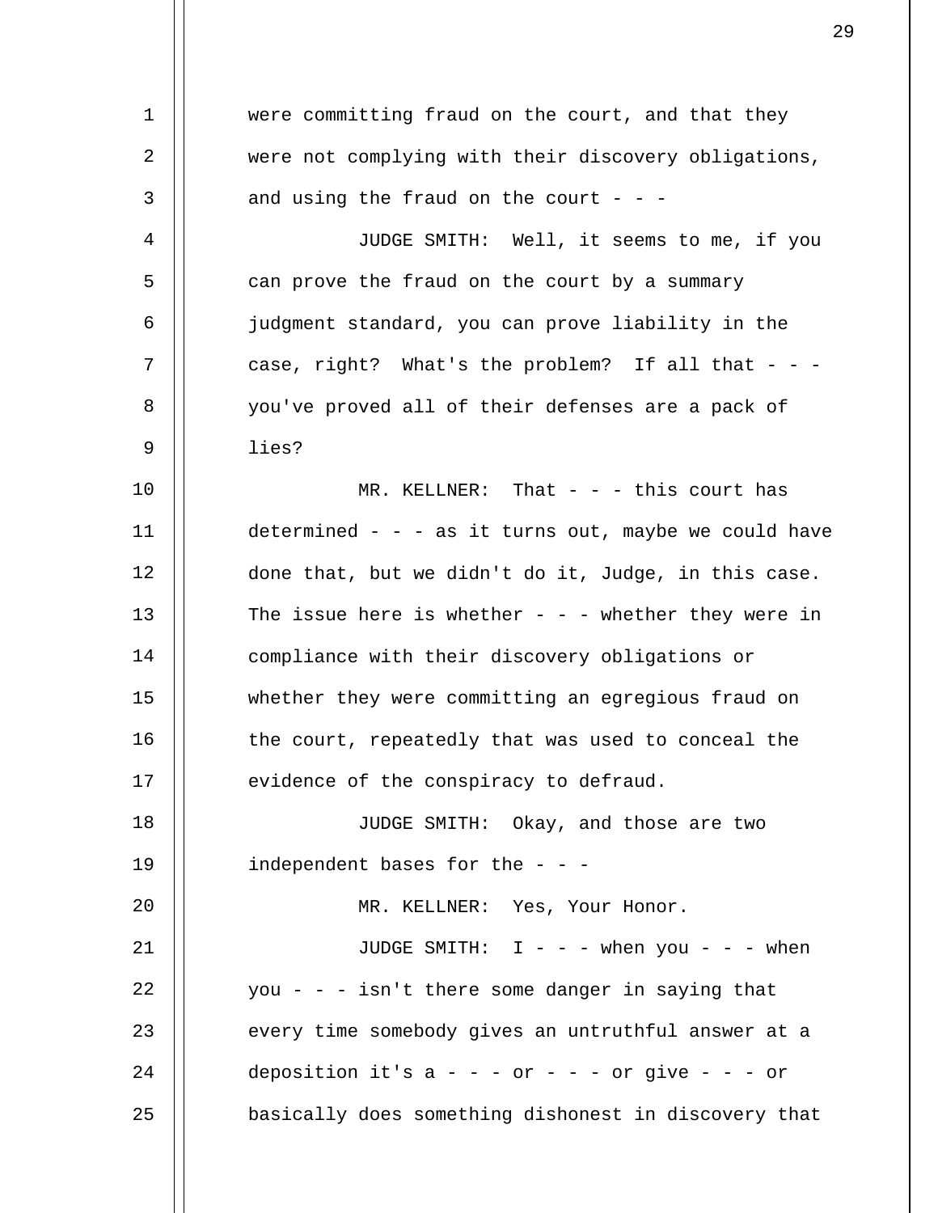were committing fraud on the court, and that they were not complying with their discovery obligations, and using the fraud on the court - - -

JUDGE SMITH: Well, it seems to me, if you can prove the fraud on the court by a summary judgment standard, you can prove liability in the case, right? What's the problem? If all that - - - you've proved all of their defenses are a pack of lies?

MR. KELLNER: That - - - this court has determined - - - as it turns out, maybe we could have done that, but we didn't do it, Judge, in this case. The issue here is whether - - - whether they were in compliance with their discovery obligations or whether they were committing an egregious fraud on the court, repeatedly that was used to conceal the evidence of the conspiracy to defraud.

JUDGE SMITH: Okay, and those are two independent bases for the - - -

MR. KELLNER: Yes, Your Honor.

JUDGE SMITH: I - - - when you - - - when you - - - isn't there some danger in saying that every time somebody gives an untruthful answer at a deposition it's a - - - or - - - or give - - - or basically does something dishonest in discovery that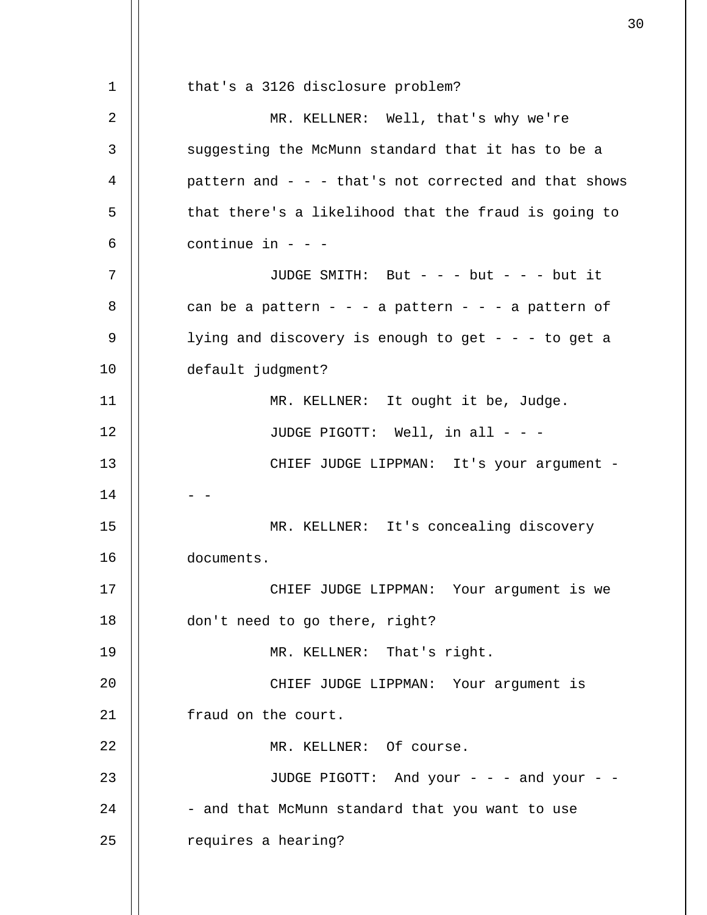that's a 3126 disclosure problem?

MR. KELLNER: Well, that's why we're suggesting the McMunn standard that it has to be a pattern and - - - that's not corrected and that shows that there's a likelihood that the fraud is going to continue in - - -

JUDGE SMITH: But - - - but - - - but it can be a pattern - - - a pattern - - - a pattern of lying and discovery is enough to get - - - to get a default judgment?

MR. KELLNER: It ought it be, Judge.

JUDGE PIGOTT: Well, in all - - -

CHIEF JUDGE LIPPMAN: It's your argument - - -

MR. KELLNER: It's concealing discovery documents.

CHIEF JUDGE LIPPMAN: Your argument is we don't need to go there, right?

MR. KELLNER: That's right.

CHIEF JUDGE LIPPMAN: Your argument is fraud on the court.

MR. KELLNER: Of course.

JUDGE PIGOTT: And your - - - and your - - - and that McMunn standard that you want to use requires a hearing?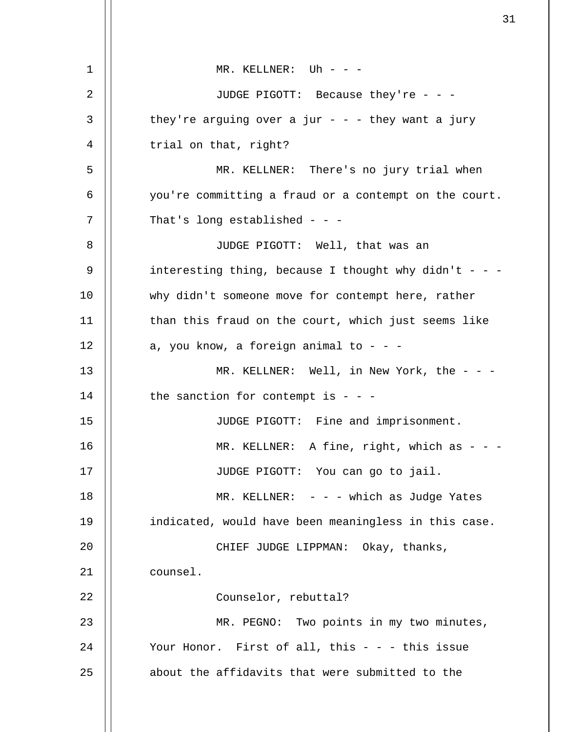MR. KELLNER: Uh - - -

JUDGE PIGOTT: Because they're - - - they're arguing over a jur - - - they want a jury trial on that, right?

MR. KELLNER: There's no jury trial when you're committing a fraud or a contempt on the court. That's long established - - -

JUDGE PIGOTT: Well, that was an interesting thing, because I thought why didn't - - - why didn't someone move for contempt here, rather than this fraud on the court, which just seems like a, you know, a foreign animal to - - -

MR. KELLNER: Well, in New York, the - - - the sanction for contempt is - - -

JUDGE PIGOTT: Fine and imprisonment.

MR. KELLNER: A fine, right, which as - - -

JUDGE PIGOTT: You can go to jail.

MR. KELLNER: - - - which as Judge Yates indicated, would have been meaningless in this case.

CHIEF JUDGE LIPPMAN: Okay, thanks, counsel.

Counselor, rebuttal?

MR. PEGNO: Two points in my two minutes, Your Honor. First of all, this - - - this issue about the affidavits that were submitted to the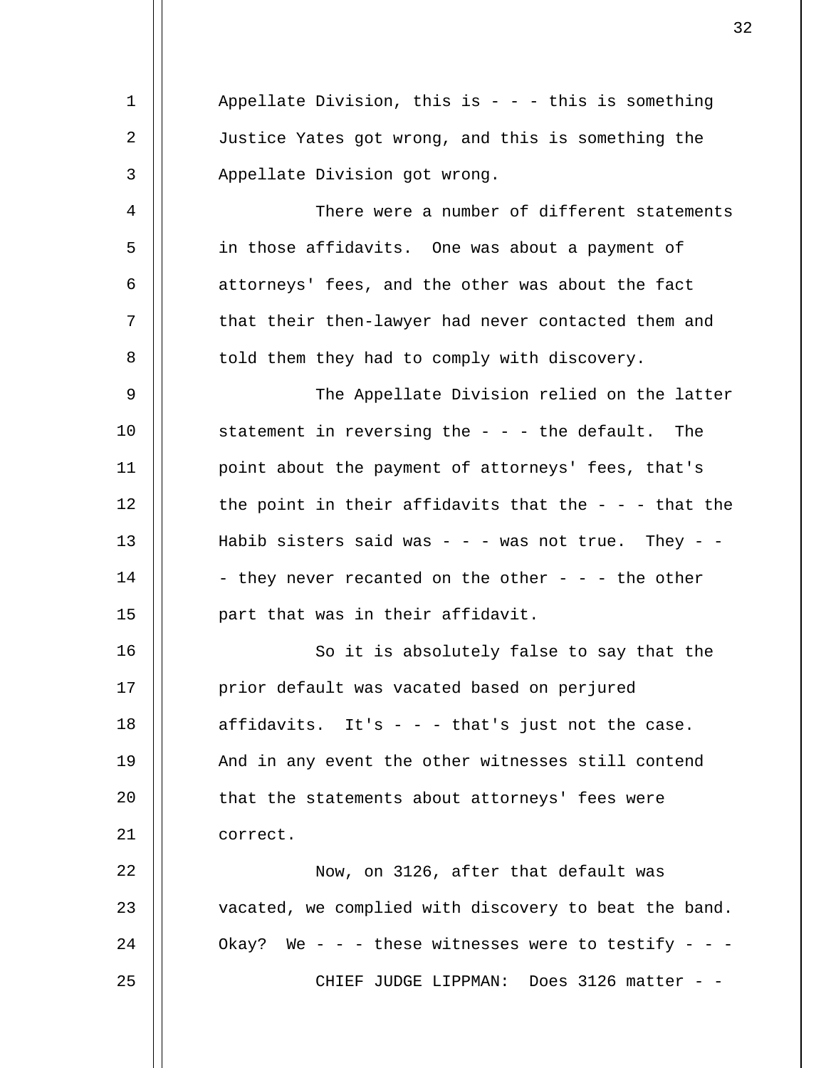Appellate Division, this is - - - this is something Justice Yates got wrong, and this is something the Appellate Division got wrong.

There were a number of different statements in those affidavits. One was about a payment of attorneys' fees, and the other was about the fact that their then-lawyer had never contacted them and told them they had to comply with discovery.

The Appellate Division relied on the latter statement in reversing the - - - the default. The point about the payment of attorneys' fees, that's the point in their affidavits that the - - - that the Habib sisters said was - - - was not true. They - - - they never recanted on the other - - - the other part that was in their affidavit.

So it is absolutely false to say that the prior default was vacated based on perjured affidavits. It's - - - that's just not the case. And in any event the other witnesses still contend that the statements about attorneys' fees were correct.

Now, on 3126, after that default was vacated, we complied with discovery to beat the band. Okay? We - - - these witnesses were to testify - - -

CHIEF JUDGE LIPPMAN: Does 3126 matter - -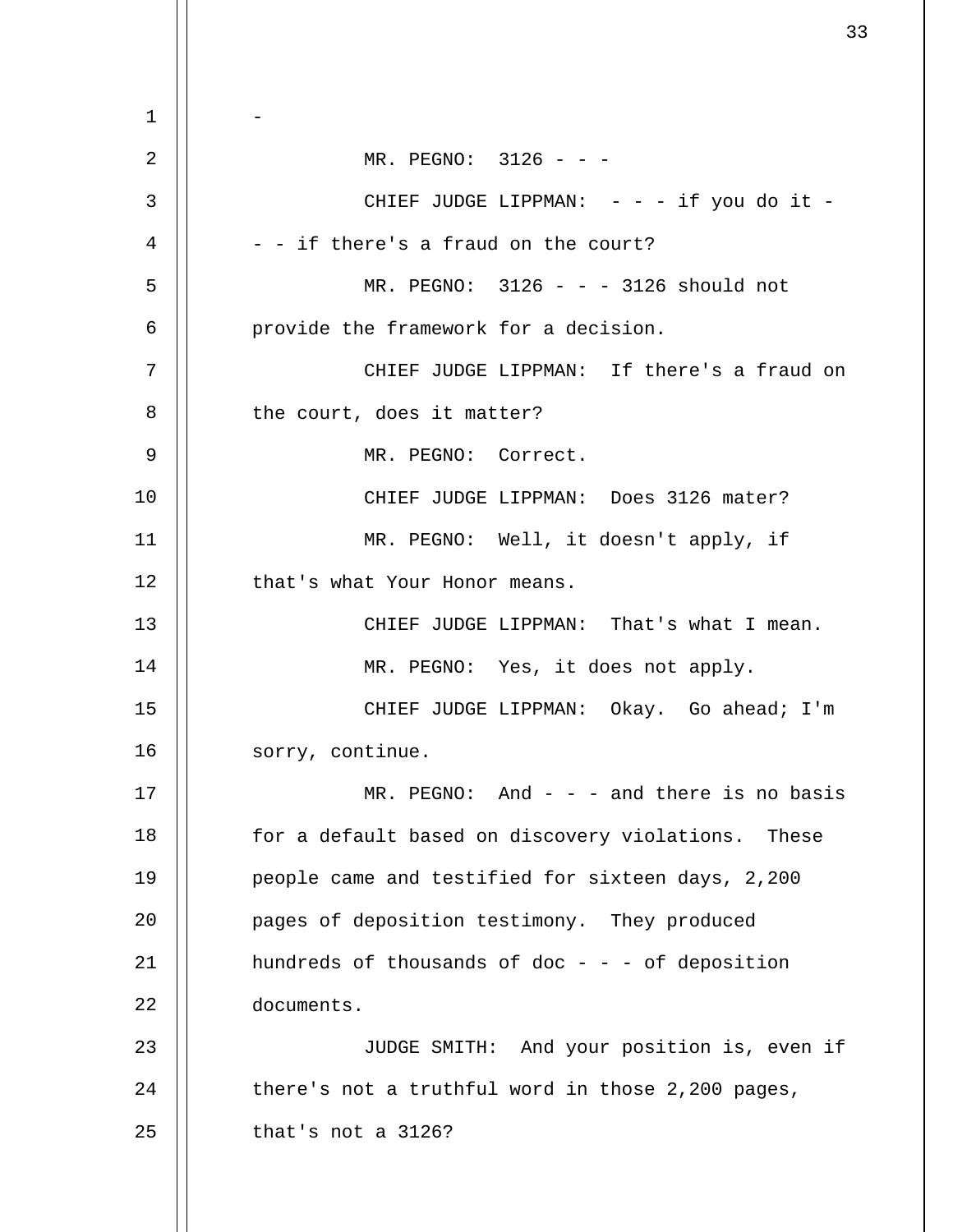-

MR. PEGNO: 3126 - - -

CHIEF JUDGE LIPPMAN: - - - if you do it - - - if there's a fraud on the court?

MR. PEGNO: 3126 - - - 3126 should not provide the framework for a decision.

CHIEF JUDGE LIPPMAN: If there's a fraud on the court, does it matter?

MR. PEGNO: Correct.

CHIEF JUDGE LIPPMAN: Does 3126 mater?

MR. PEGNO: Well, it doesn't apply, if that's what Your Honor means.

CHIEF JUDGE LIPPMAN: That's what I mean.

MR. PEGNO: Yes, it does not apply.

CHIEF JUDGE LIPPMAN: Okay. Go ahead; I'm sorry, continue.

MR. PEGNO: And - - - and there is no basis for a default based on discovery violations. These people came and testified for sixteen days, 2,200 pages of deposition testimony. They produced hundreds of thousands of doc - - - of deposition documents.

JUDGE SMITH: And your position is, even if there's not a truthful word in those 2,200 pages, that's not a 3126?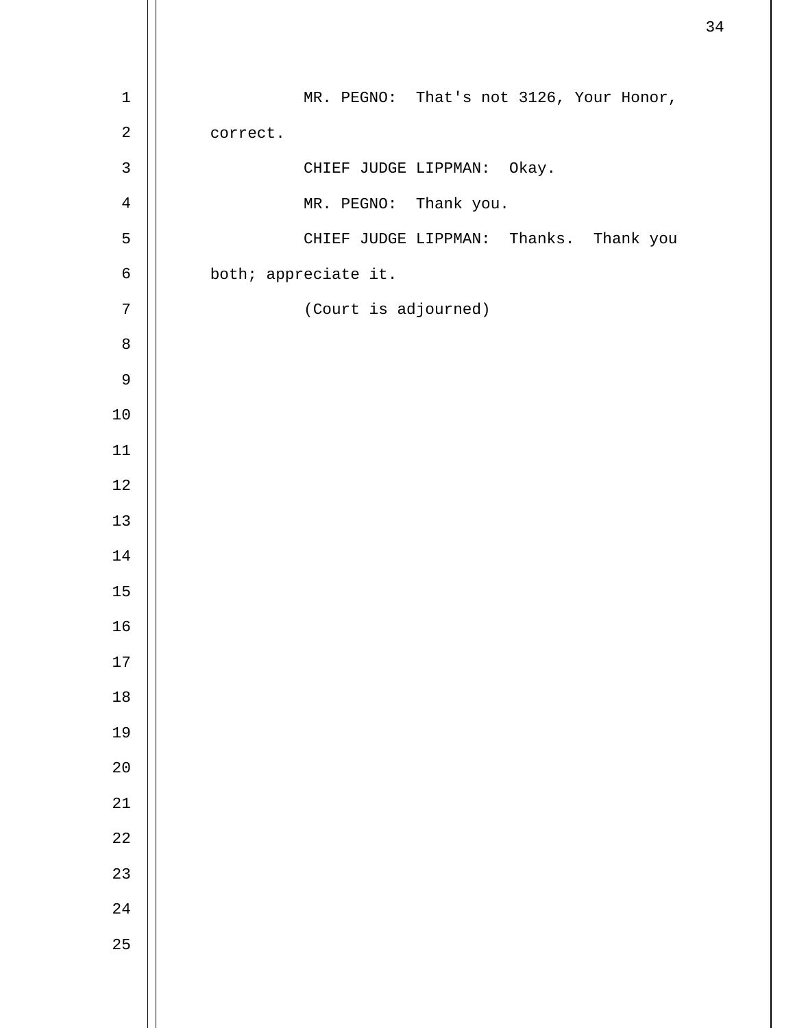MR. PEGNO: That's not 3126, Your Honor, correct.

CHIEF JUDGE LIPPMAN: Okay.

MR. PEGNO: Thank you.

CHIEF JUDGE LIPPMAN: Thanks. Thank you both; appreciate it.

(Court is adjourned)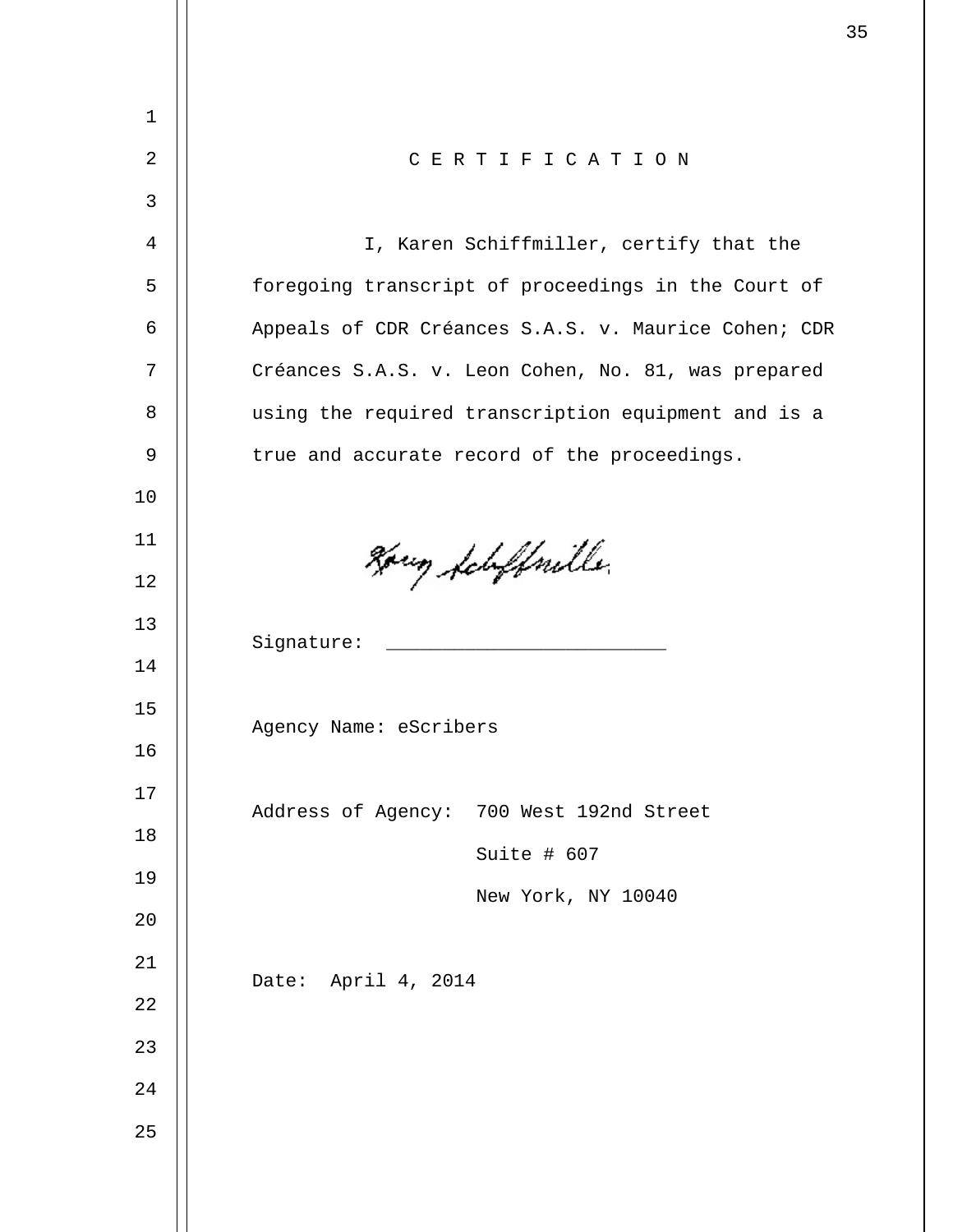# C E R T I F I C A T I O N

I, Karen Schiffmiller, certify that the foregoing transcript of proceedings in the Court of Appeals of CDR Créances S.A.S. v. Maurice Cohen; CDR Créances S.A.S. v. Leon Cohen, No. 81, was prepared using the required transcription equipment and is a true and accurate record of the proceedings.

Signature: ________________________

Agency Name: eScribers

Address of Agency: 700 West 192nd Street
Suite # 607
New York, NY 10040

Date: April 4, 2014